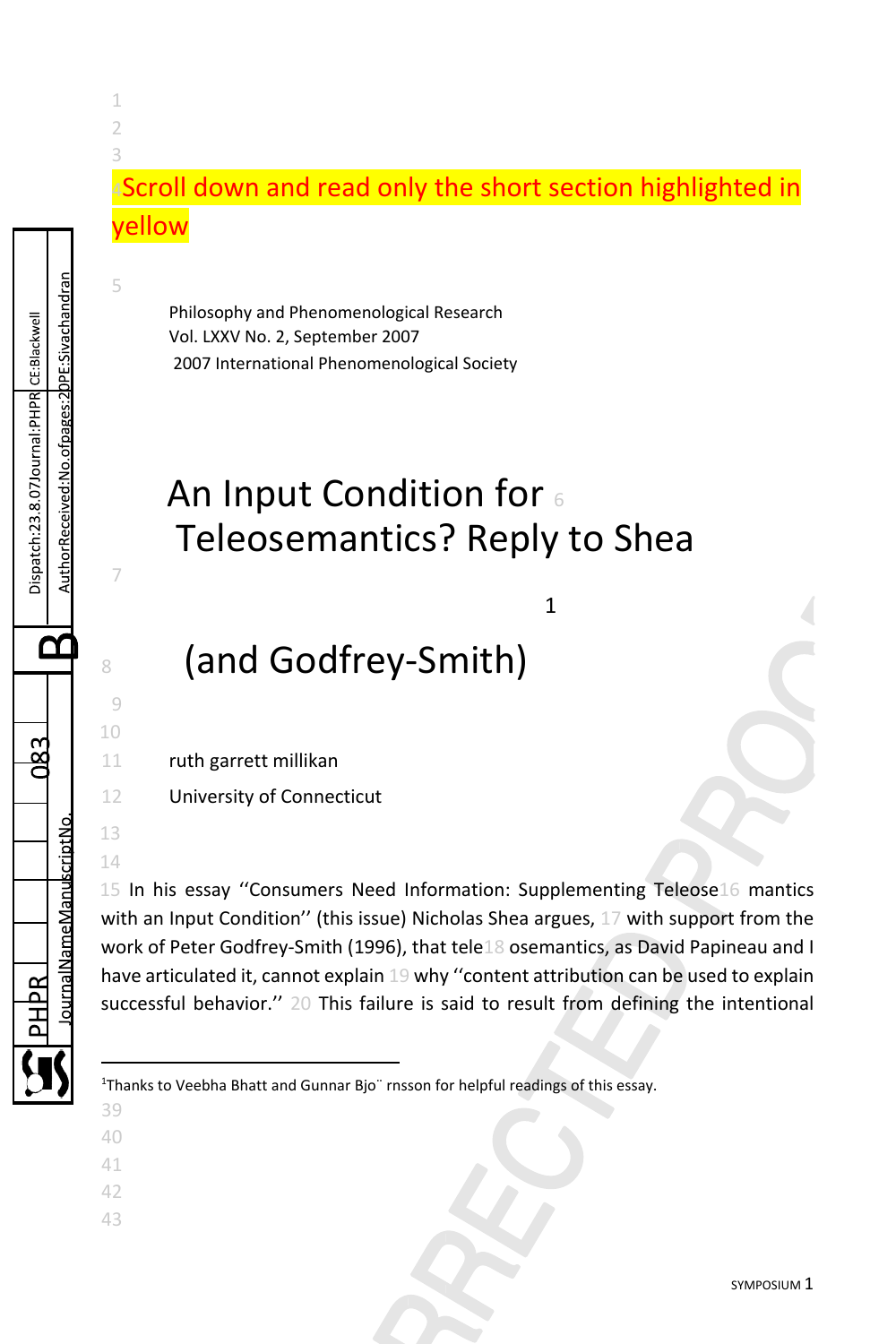Scroll down and read only the short section highlighted in yellow

Philosophy and Phenomenological Research
Vol. LXXV No. 2, September 2007
2007 International Phenomenological Society

# An Input Condition for Teleosemantics? Reply to Shea[1] (and Godfrey-Smith)

ruth garrett millikan

University of Connecticut

In his essay ''Consumers Need Information: Supplementing Teleosemantics with an Input Condition'' (this issue) Nicholas Shea argues, with support from the work of Peter Godfrey-Smith (1996), that teleosemantics, as David Papineau and I have articulated it, cannot explain why ''content attribution can be used to explain successful behavior.'' This failure is said to result from defining the intentional

[1] Thanks to Veebha Bhatt and Gunnar Bjo¨ rnsson for helpful readings of this essay.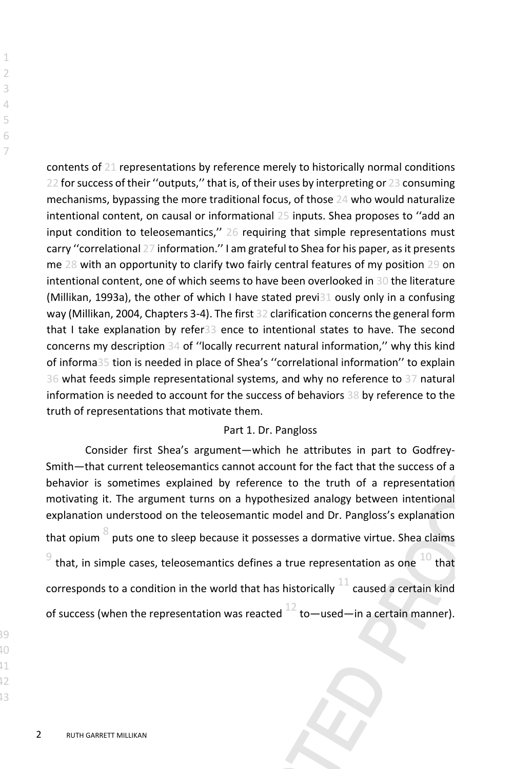contents of representations by reference merely to historically normal conditions for success of their ''outputs,'' that is, of their uses by interpreting or consuming mechanisms, bypassing the more traditional focus, of those who would naturalize intentional content, on causal or informational inputs. Shea proposes to ''add an input condition to teleosemantics,'' requiring that simple representations must carry ''correlational information.'' I am grateful to Shea for his paper, as it presents me with an opportunity to clarify two fairly central features of my position on intentional content, one of which seems to have been overlooked in the literature (Millikan, 1993a), the other of which I have stated previously only in a confusing way (Millikan, 2004, Chapters 3-4). The first clarification concerns the general form that I take explanation by reference to intentional states to have. The second concerns my description of ''locally recurrent natural information,'' why this kind of information is needed in place of Shea's ''correlational information'' to explain what feeds simple representational systems, and why no reference to natural information is needed to account for the success of behaviors by reference to the truth of representations that motivate them.

## Part 1. Dr. Pangloss

Consider first Shea's argument—which he attributes in part to Godfrey-Smith—that current teleosemantics cannot account for the fact that the success of a behavior is sometimes explained by reference to the truth of a representation motivating it. The argument turns on a hypothesized analogy between intentional explanation understood on the teleosemantic model and Dr. Pangloss's explanation that opium puts one to sleep because it possesses a dormative virtue. Shea claims that, in simple cases, teleosemantics defines a true representation as one that corresponds to a condition in the world that has historically caused a certain kind of success (when the representation was reacted to—used—in a certain manner).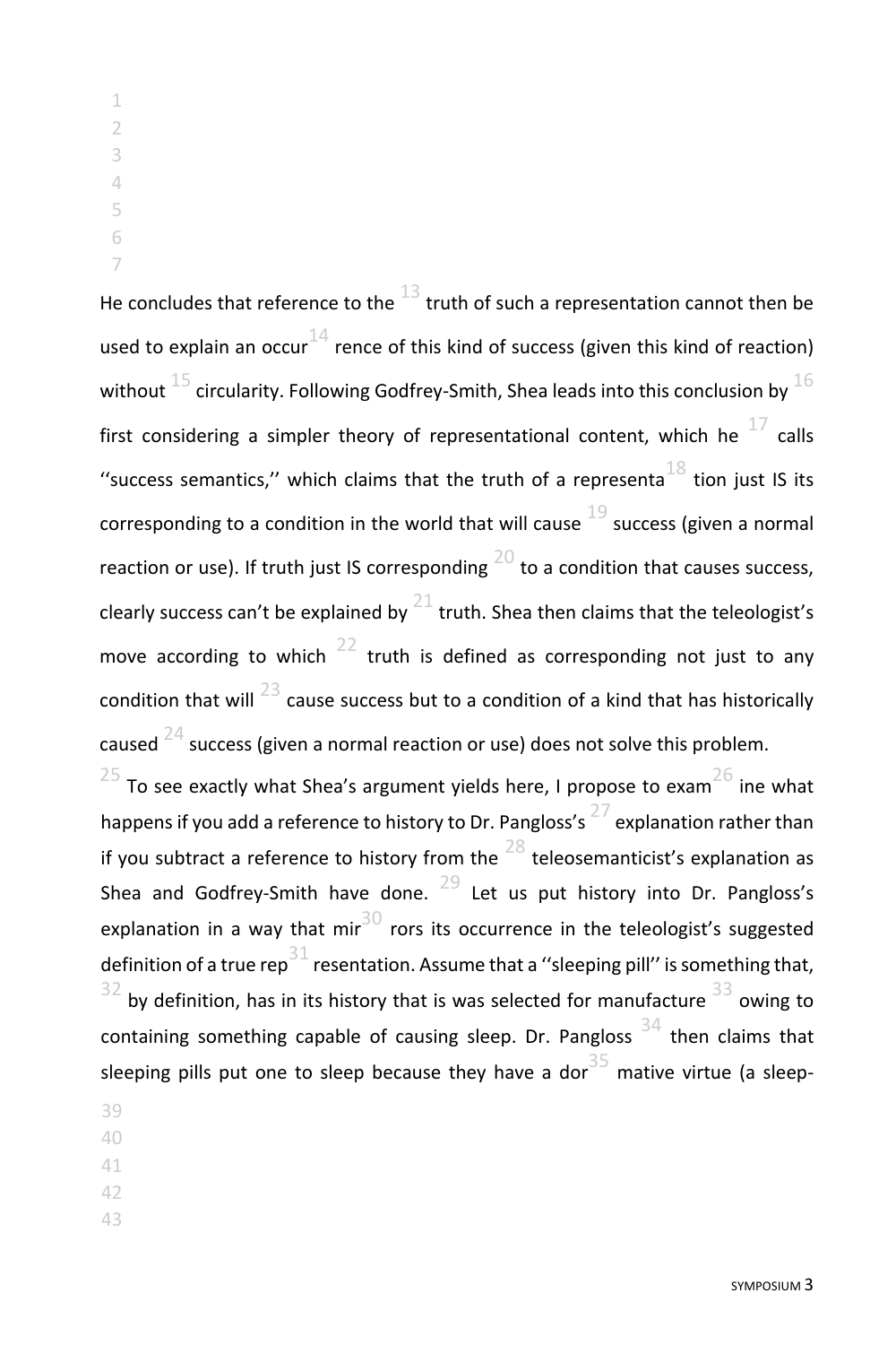He concludes that reference to the truth of such a representation cannot then be used to explain an occurrence of this kind of success (given this kind of reaction) without circularity. Following Godfrey-Smith, Shea leads into this conclusion by first considering a simpler theory of representational content, which he calls ''success semantics,'' which claims that the truth of a representation just IS its corresponding to a condition in the world that will cause success (given a normal reaction or use). If truth just IS corresponding to a condition that causes success, clearly success can't be explained by truth. Shea then claims that the teleologist's move according to which truth is defined as corresponding not just to any condition that will cause success but to a condition of a kind that has historically caused success (given a normal reaction or use) does not solve this problem.

To see exactly what Shea's argument yields here, I propose to examine what happens if you add a reference to history to Dr. Pangloss's explanation rather than if you subtract a reference to history from the teleosemanticist's explanation as Shea and Godfrey-Smith have done. Let us put history into Dr. Pangloss's explanation in a way that mirrors its occurrence in the teleologist's suggested definition of a true representation. Assume that a ''sleeping pill'' is something that, by definition, has in its history that is was selected for manufacture owing to containing something capable of causing sleep. Dr. Pangloss then claims that sleeping pills put one to sleep because they have a dormative virtue (a sleep-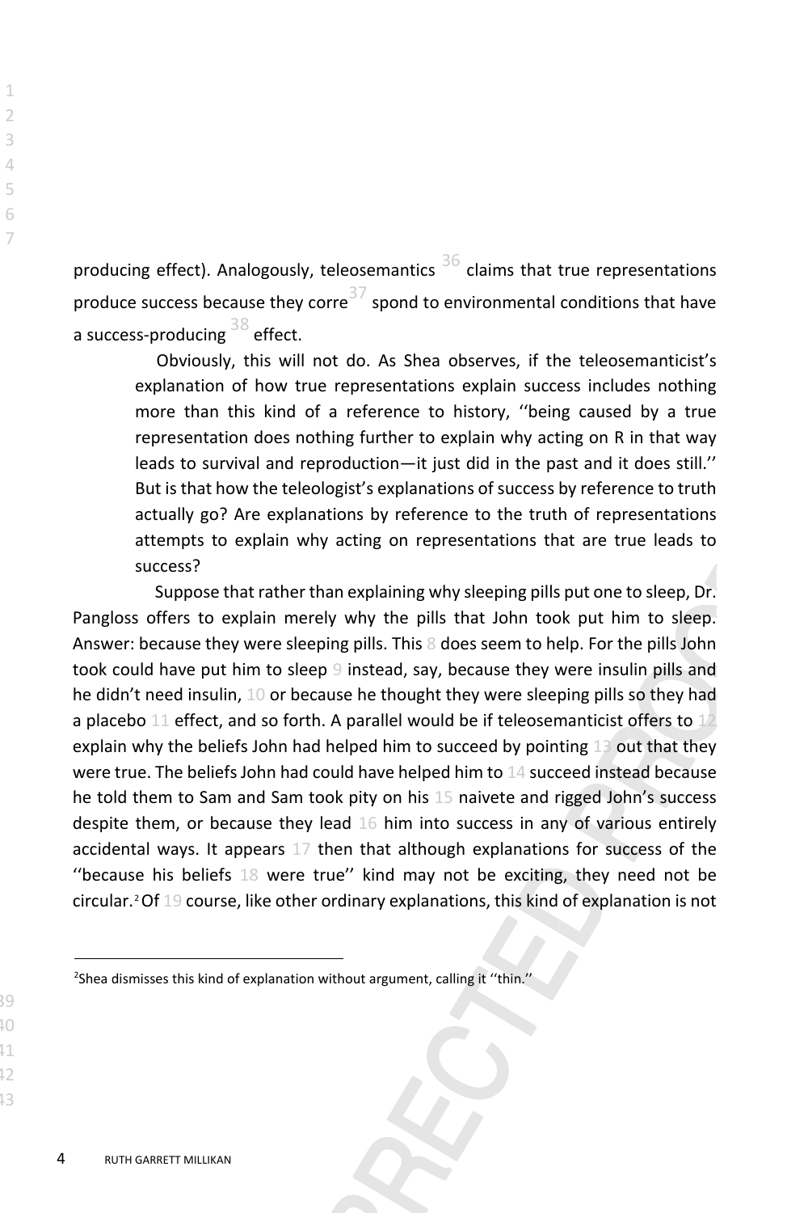producing effect). Analogously, teleosemantics claims that true representations produce success because they correspond to environmental conditions that have a success-producing effect.

> Obviously, this will not do. As Shea observes, if the teleosemanticist's explanation of how true representations explain success includes nothing more than this kind of a reference to history, ''being caused by a true representation does nothing further to explain why acting on R in that way leads to survival and reproduction—it just did in the past and it does still.'' But is that how the teleologist's explanations of success by reference to truth actually go? Are explanations by reference to the truth of representations attempts to explain why acting on representations that are true leads to success?

Suppose that rather than explaining why sleeping pills put one to sleep, Dr. Pangloss offers to explain merely why the pills that John took put him to sleep. Answer: because they were sleeping pills. This does seem to help. For the pills John took could have put him to sleep instead, say, because they were insulin pills and he didn't need insulin, or because he thought they were sleeping pills so they had a placebo effect, and so forth. A parallel would be if teleosemanticist offers to explain why the beliefs John had helped him to succeed by pointing out that they were true. The beliefs John had could have helped him to succeed instead because he told them to Sam and Sam took pity on his naivete and rigged John's success despite them, or because they lead him into success in any of various entirely accidental ways. It appears then that although explanations for success of the ''because his beliefs were true'' kind may not be exciting, they need not be circular.[2] Of course, like other ordinary explanations, this kind of explanation is not

[2] Shea dismisses this kind of explanation without argument, calling it ''thin.''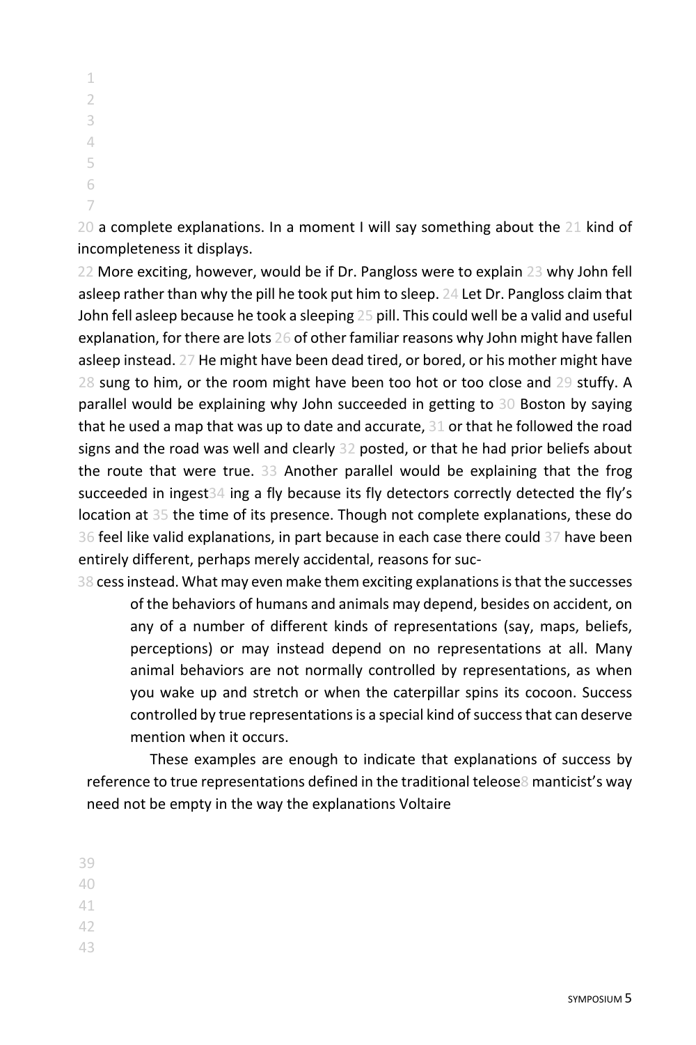a complete explanations. In a moment I will say something about the kind of incompleteness it displays.

More exciting, however, would be if Dr. Pangloss were to explain why John fell asleep rather than why the pill he took put him to sleep. Let Dr. Pangloss claim that John fell asleep because he took a sleeping pill. This could well be a valid and useful explanation, for there are lots of other familiar reasons why John might have fallen asleep instead. He might have been dead tired, or bored, or his mother might have sung to him, or the room might have been too hot or too close and stuffy. A parallel would be explaining why John succeeded in getting to Boston by saying that he used a map that was up to date and accurate, or that he followed the road signs and the road was well and clearly posted, or that he had prior beliefs about the route that were true. Another parallel would be explaining that the frog succeeded in ingesting a fly because its fly detectors correctly detected the fly's location at the time of its presence. Though not complete explanations, these do feel like valid explanations, in part because in each case there could have been entirely different, perhaps merely accidental, reasons for success instead. What may even make them exciting explanations is that the successes of the behaviors of humans and animals may depend, besides on accident, on any of a number of different kinds of representations (say, maps, beliefs, perceptions) or may instead depend on no representations at all. Many animal behaviors are not normally controlled by representations, as when you wake up and stretch or when the caterpillar spins its cocoon. Success controlled by true representations is a special kind of success that can deserve mention when it occurs.

These examples are enough to indicate that explanations of success by reference to true representations defined in the traditional teleosemanticist's way need not be empty in the way the explanations Voltaire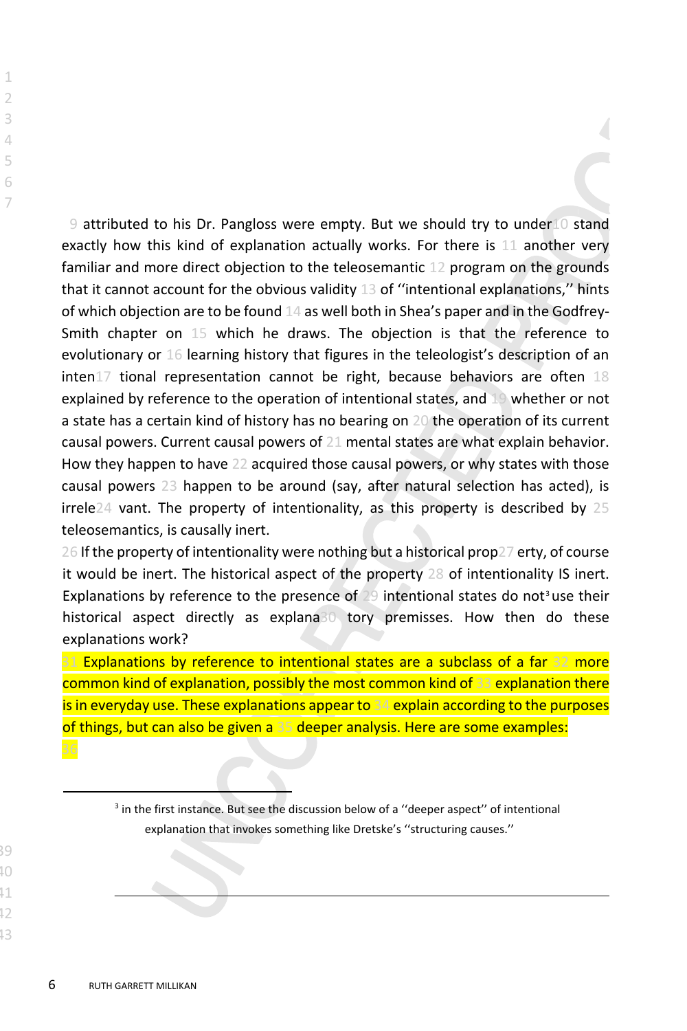attributed to his Dr. Pangloss were empty. But we should try to understand exactly how this kind of explanation actually works. For there is another very familiar and more direct objection to the teleosemantic program on the grounds that it cannot account for the obvious validity of ''intentional explanations,'' hints of which objection are to be found as well both in Shea's paper and in the Godfrey-Smith chapter on which he draws. The objection is that the reference to evolutionary or learning history that figures in the teleologist's description of an intentional representation cannot be right, because behaviors are often explained by reference to the operation of intentional states, and whether or not a state has a certain kind of history has no bearing on the operation of its current causal powers. Current causal powers of mental states are what explain behavior. How they happen to have acquired those causal powers, or why states with those causal powers happen to be around (say, after natural selection has acted), is irrelevant. The property of intentionality, as this property is described by teleosemantics, is causally inert.

If the property of intentionality were nothing but a historical property, of course it would be inert. The historical aspect of the property of intentionality IS inert. Explanations by reference to the presence of intentional states do not[3] use their historical aspect directly as explanatory premisses. How then do these explanations work?

Explanations by reference to intentional states are a subclass of a far more common kind of explanation, possibly the most common kind of explanation there is in everyday use. These explanations appear to explain according to the purposes of things, but can also be given a deeper analysis. Here are some examples:

---

[3] in the first instance. But see the discussion below of a ''deeper aspect'' of intentional explanation that invokes something like Dretske's ''structuring causes.''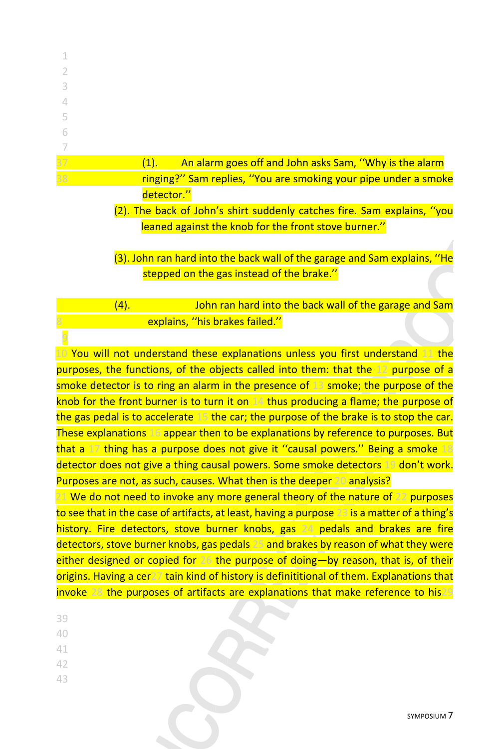(1). An alarm goes off and John asks Sam, ''Why is the alarm ringing?'' Sam replies, ''You are smoking your pipe under a smoke detector.''

(2). The back of John's shirt suddenly catches fire. Sam explains, ''you leaned against the knob for the front stove burner.''

(3). John ran hard into the back wall of the garage and Sam explains, ''He stepped on the gas instead of the brake.''

(4). John ran hard into the back wall of the garage and Sam explains, ''his brakes failed.''

You will not understand these explanations unless you first understand the purposes, the functions, of the objects called into them: that the purpose of a smoke detector is to ring an alarm in the presence of smoke; the purpose of the knob for the front burner is to turn it on thus producing a flame; the purpose of the gas pedal is to accelerate the car; the purpose of the brake is to stop the car. These explanations appear then to be explanations by reference to purposes. But that a thing has a purpose does not give it ''causal powers.'' Being a smoke detector does not give a thing causal powers. Some smoke detectors don't work. Purposes are not, as such, causes. What then is the deeper analysis?

We do not need to invoke any more general theory of the nature of purposes to see that in the case of artifacts, at least, having a purpose is a matter of a thing's history. Fire detectors, stove burner knobs, gas pedals and brakes are fire detectors, stove burner knobs, gas pedals and brakes by reason of what they were either designed or copied for the purpose of doing—by reason, that is, of their origins. Having a certain kind of history is definititional of them. Explanations that invoke the purposes of artifacts are explanations that make reference to his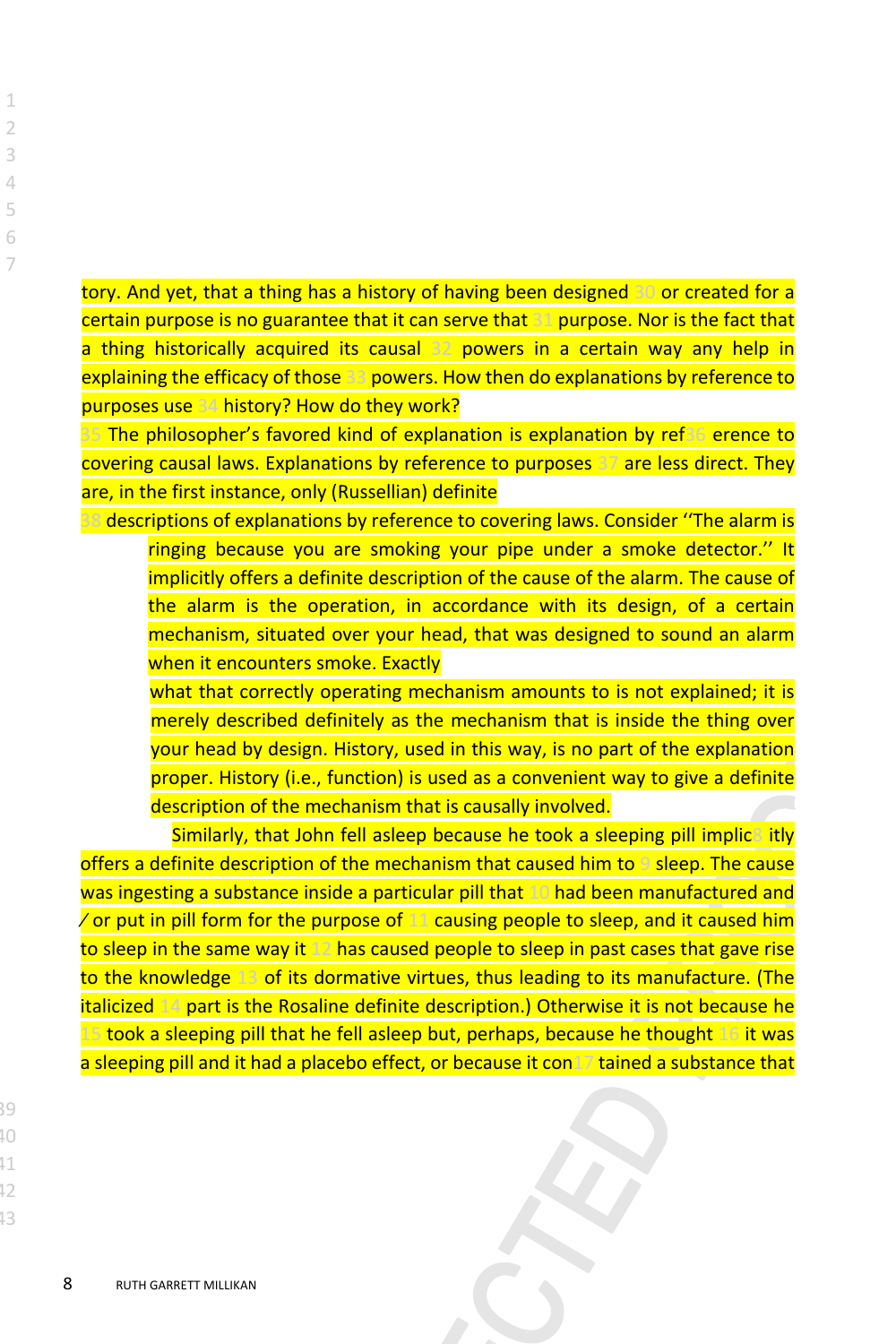tory. And yet, that a thing has a history of having been designed or created for a certain purpose is no guarantee that it can serve that purpose. Nor is the fact that a thing historically acquired its causal powers in a certain way any help in explaining the efficacy of those powers. How then do explanations by reference to purposes use history? How do they work?

The philosopher's favored kind of explanation is explanation by reference to covering causal laws. Explanations by reference to purposes are less direct. They are, in the first instance, only (Russellian) definite descriptions of explanations by reference to covering laws. Consider ''The alarm is ringing because you are smoking your pipe under a smoke detector.'' It implicitly offers a definite description of the cause of the alarm. The cause of the alarm is the operation, in accordance with its design, of a certain mechanism, situated over your head, that was designed to sound an alarm when it encounters smoke. Exactly what that correctly operating mechanism amounts to is not explained; it is merely described definitely as the mechanism that is inside the thing over your head by design. History, used in this way, is no part of the explanation proper. History (i.e., function) is used as a convenient way to give a definite description of the mechanism that is causally involved.

Similarly, that John fell asleep because he took a sleeping pill implicitly offers a definite description of the mechanism that caused him to sleep. The cause was ingesting a substance inside a particular pill that had been manufactured and ⁄ or put in pill form for the purpose of causing people to sleep, and it caused him to sleep in the same way it has caused people to sleep in past cases that gave rise to the knowledge of its dormative virtues, thus leading to its manufacture. (The italicized part is the Rosaline definite description.) Otherwise it is not because he took a sleeping pill that he fell asleep but, perhaps, because he thought it was a sleeping pill and it had a placebo effect, or because it contained a substance that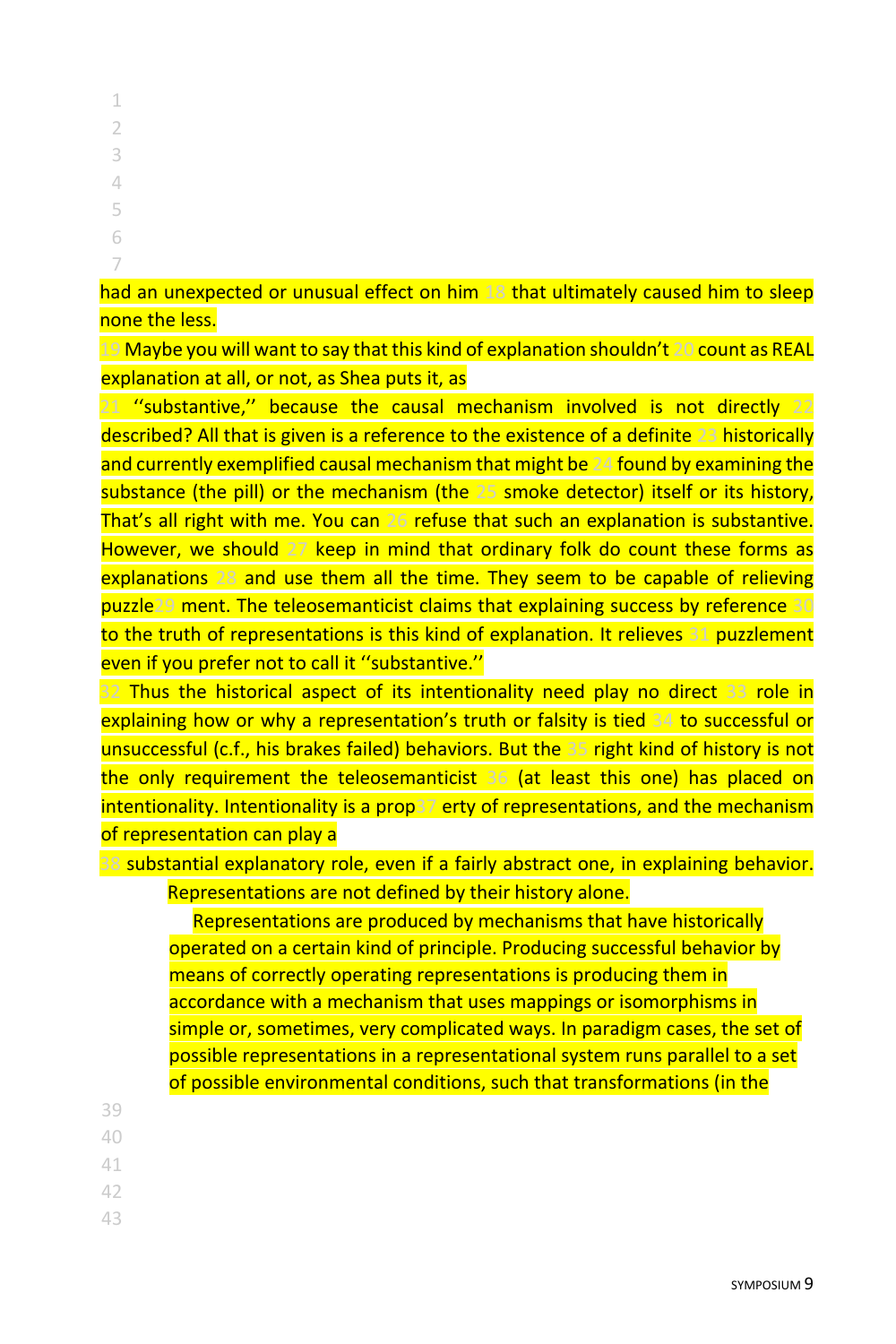had an unexpected or unusual effect on him that ultimately caused him to sleep none the less.

Maybe you will want to say that this kind of explanation shouldn't count as REAL explanation at all, or not, as Shea puts it, as ''substantive,'' because the causal mechanism involved is not directly described? All that is given is a reference to the existence of a definite historically and currently exemplified causal mechanism that might be found by examining the substance (the pill) or the mechanism (the smoke detector) itself or its history, That's all right with me. You can refuse that such an explanation is substantive. However, we should keep in mind that ordinary folk do count these forms as explanations and use them all the time. They seem to be capable of relieving puzzlement. The teleosemanticist claims that explaining success by reference to the truth of representations is this kind of explanation. It relieves puzzlement even if you prefer not to call it ''substantive.''

Thus the historical aspect of its intentionality need play no direct role in explaining how or why a representation's truth or falsity is tied to successful or unsuccessful (c.f., his brakes failed) behaviors. But the right kind of history is not the only requirement the teleosemanticist (at least this one) has placed on intentionality. Intentionality is a property of representations, and the mechanism of representation can play a substantial explanatory role, even if a fairly abstract one, in explaining behavior. Representations are not defined by their history alone.

> Representations are produced by mechanisms that have historically operated on a certain kind of principle. Producing successful behavior by means of correctly operating representations is producing them in accordance with a mechanism that uses mappings or isomorphisms in simple or, sometimes, very complicated ways. In paradigm cases, the set of possible representations in a representational system runs parallel to a set of possible environmental conditions, such that transformations (in the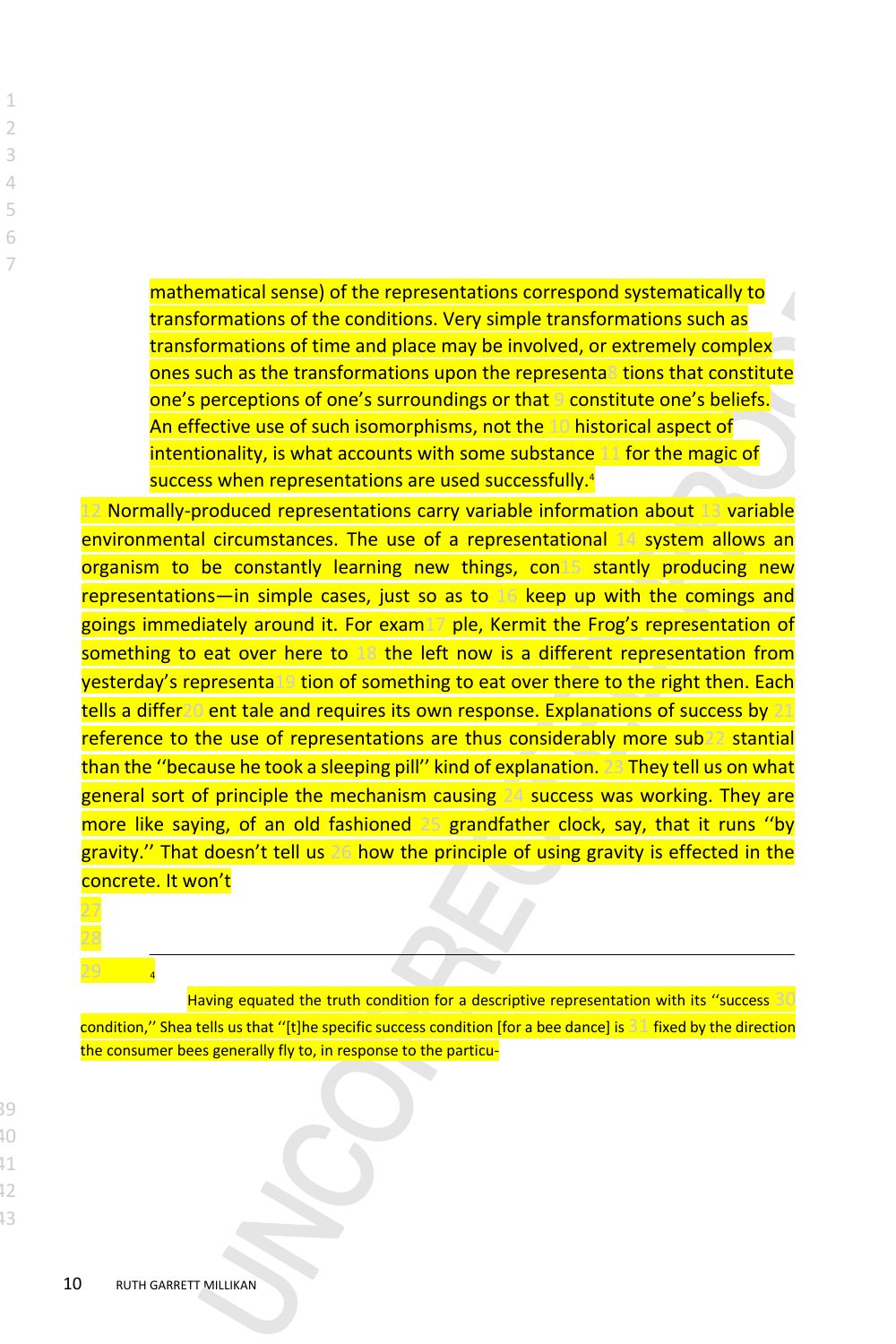mathematical sense) of the representations correspond systematically to transformations of the conditions. Very simple transformations such as transformations of time and place may be involved, or extremely complex ones such as the transformations upon the representations that constitute one's perceptions of one's surroundings or that constitute one's beliefs. An effective use of such isomorphisms, not the historical aspect of intentionality, is what accounts with some substance for the magic of success when representations are used successfully.[4]

Normally-produced representations carry variable information about variable environmental circumstances. The use of a representational system allows an organism to be constantly learning new things, constantly producing new representations—in simple cases, just so as to keep up with the comings and goings immediately around it. For example, Kermit the Frog's representation of something to eat over here to the left now is a different representation from yesterday's representation of something to eat over there to the right then. Each tells a different tale and requires its own response. Explanations of success by reference to the use of representations are thus considerably more substantial than the ''because he took a sleeping pill'' kind of explanation. They tell us on what general sort of principle the mechanism causing success was working. They are more like saying, of an old fashioned grandfather clock, say, that it runs ''by gravity.'' That doesn't tell us how the principle of using gravity is effected in the concrete. It won't

---

[4] Having equated the truth condition for a descriptive representation with its ''success condition,'' Shea tells us that ''[t]he specific success condition [for a bee dance] is fixed by the direction the consumer bees generally fly to, in response to the particu-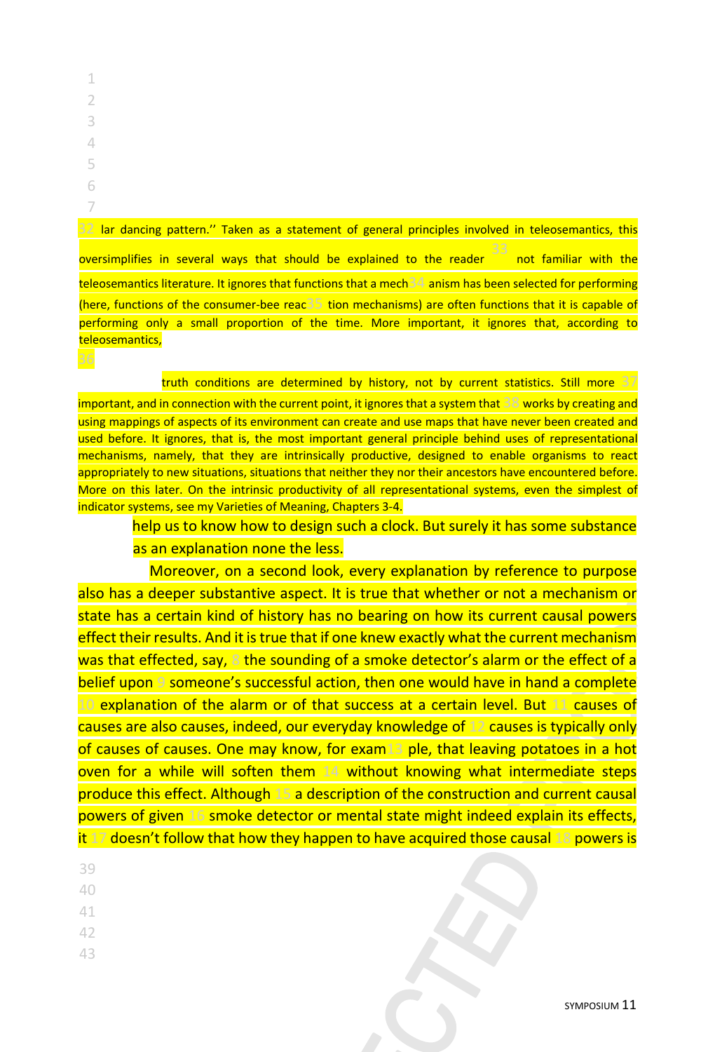lar dancing pattern.'' Taken as a statement of general principles involved in teleosemantics, this oversimplifies in several ways that should be explained to the reader not familiar with the teleosemantics literature. It ignores that functions that a mechanism has been selected for performing (here, functions of the consumer-bee reaction mechanisms) are often functions that it is capable of performing only a small proportion of the time. More important, it ignores that, according to teleosemantics, truth conditions are determined by history, not by current statistics. Still more important, and in connection with the current point, it ignores that a system that works by creating and using mappings of aspects of its environment can create and use maps that have never been created and used before. It ignores, that is, the most important general principle behind uses of representational mechanisms, namely, that they are intrinsically productive, designed to enable organisms to react appropriately to new situations, situations that neither they nor their ancestors have encountered before. More on this later. On the intrinsic productivity of all representational systems, even the simplest of indicator systems, see my Varieties of Meaning, Chapters 3-4.

help us to know how to design such a clock. But surely it has some substance as an explanation none the less.

Moreover, on a second look, every explanation by reference to purpose also has a deeper substantive aspect. It is true that whether or not a mechanism or state has a certain kind of history has no bearing on how its current causal powers effect their results. And it is true that if one knew exactly what the current mechanism was that effected, say, the sounding of a smoke detector's alarm or the effect of a belief upon someone's successful action, then one would have in hand a complete explanation of the alarm or of that success at a certain level. But causes of causes are also causes, indeed, our everyday knowledge of causes is typically only of causes of causes. One may know, for example, that leaving potatoes in a hot oven for a while will soften them without knowing what intermediate steps produce this effect. Although a description of the construction and current causal powers of given smoke detector or mental state might indeed explain its effects, it doesn't follow that how they happen to have acquired those causal powers is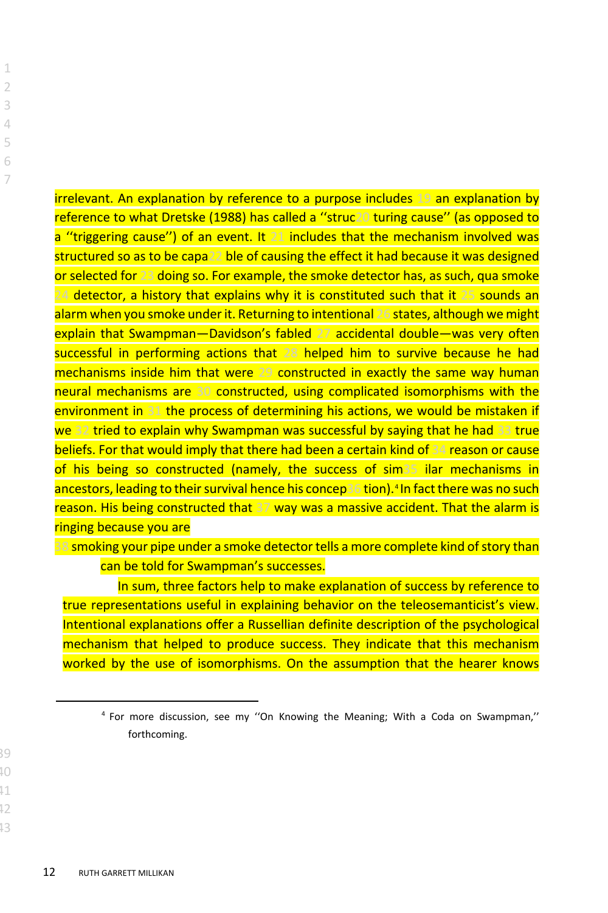irrelevant. An explanation by reference to a purpose includes an explanation by reference to what Dretske (1988) has called a ''structuring cause'' (as opposed to a ''triggering cause'') of an event. It includes that the mechanism involved was structured so as to be capable of causing the effect it had because it was designed or selected for doing so. For example, the smoke detector has, as such, qua smoke detector, a history that explains why it is constituted such that it sounds an alarm when you smoke under it. Returning to intentional states, although we might explain that Swampman—Davidson's fabled accidental double—was very often successful in performing actions that helped him to survive because he had mechanisms inside him that were constructed in exactly the same way human neural mechanisms are constructed, using complicated isomorphisms with the environment in the process of determining his actions, we would be mistaken if we tried to explain why Swampman was successful by saying that he had true beliefs. For that would imply that there had been a certain kind of reason or cause of his being so constructed (namely, the success of similar mechanisms in ancestors, leading to their survival hence his conception).[4] In fact there was no such reason. His being constructed that way was a massive accident. That the alarm is ringing because you are smoking your pipe under a smoke detector tells a more complete kind of story than can be told for Swampman's successes.

In sum, three factors help to make explanation of success by reference to true representations useful in explaining behavior on the teleosemanticist's view. Intentional explanations offer a Russellian definite description of the psychological mechanism that helped to produce success. They indicate that this mechanism worked by the use of isomorphisms. On the assumption that the hearer knows

[4] For more discussion, see my ''On Knowing the Meaning; With a Coda on Swampman,'' forthcoming.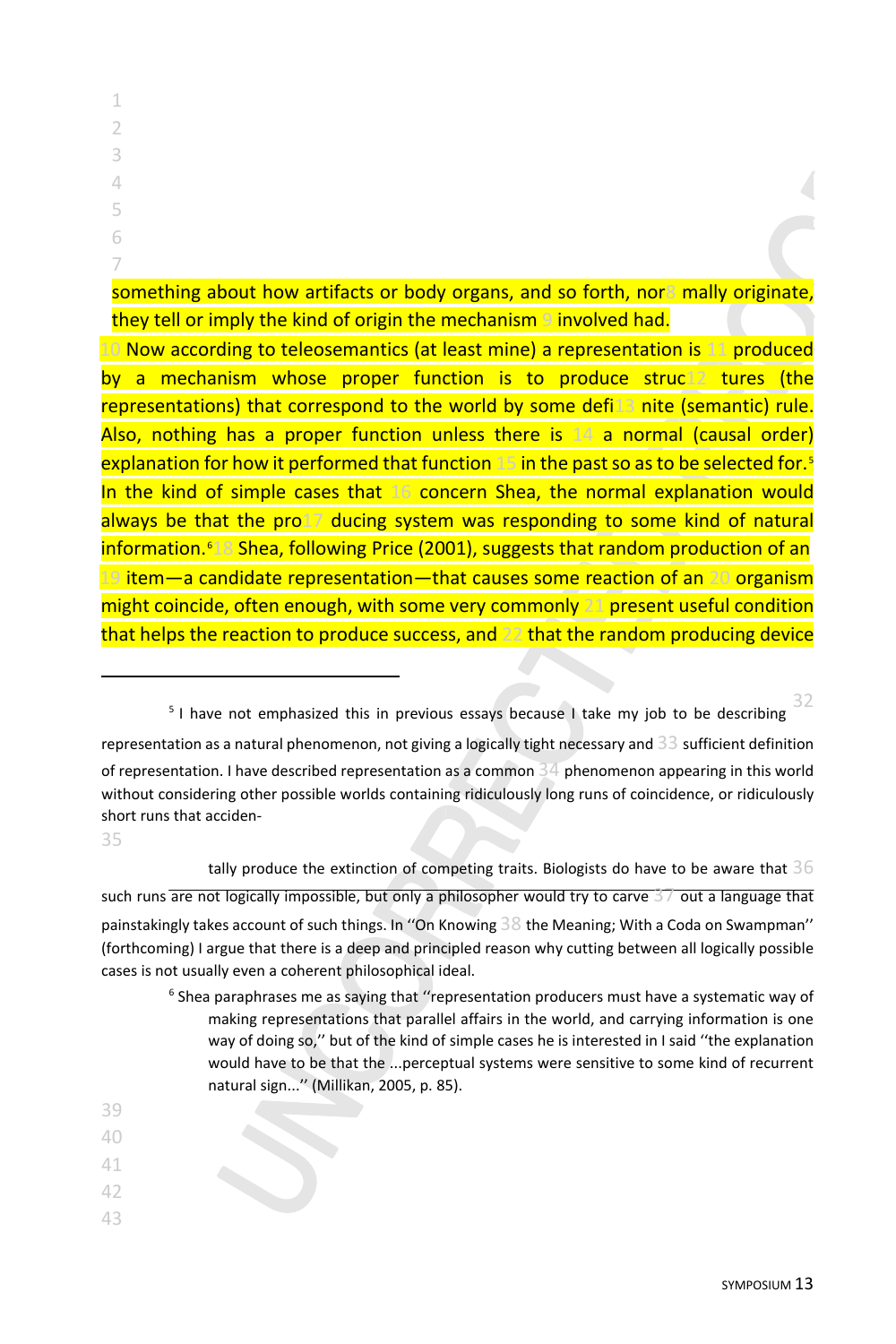something about how artifacts or body organs, and so forth, normally originate, they tell or imply the kind of origin the mechanism involved had.

Now according to teleosemantics (at least mine) a representation is produced by a mechanism whose proper function is to produce structures (the representations) that correspond to the world by some definite (semantic) rule. Also, nothing has a proper function unless there is a normal (causal order) explanation for how it performed that function in the past so as to be selected for.[5] In the kind of simple cases that concern Shea, the normal explanation would always be that the producing system was responding to some kind of natural information.[6] Shea, following Price (2001), suggests that random production of an item—a candidate representation—that causes some reaction of an organism might coincide, often enough, with some very commonly present useful condition that helps the reaction to produce success, and that the random producing device

[5] I have not emphasized this in previous essays because I take my job to be describing representation as a natural phenomenon, not giving a logically tight necessary and sufficient definition of representation. I have described representation as a common phenomenon appearing in this world without considering other possible worlds containing ridiculously long runs of coincidence, or ridiculously short runs that accidentally produce the extinction of competing traits. Biologists do have to be aware that such runs are not logically impossible, but only a philosopher would try to carve out a language that painstakingly takes account of such things. In ''On Knowing the Meaning; With a Coda on Swampman'' (forthcoming) I argue that there is a deep and principled reason why cutting between all logically possible cases is not usually even a coherent philosophical ideal.

[6] Shea paraphrases me as saying that ''representation producers must have a systematic way of making representations that parallel affairs in the world, and carrying information is one way of doing so,'' but of the kind of simple cases he is interested in I said ''the explanation would have to be that the ...perceptual systems were sensitive to some kind of recurrent natural sign...'' (Millikan, 2005, p. 85).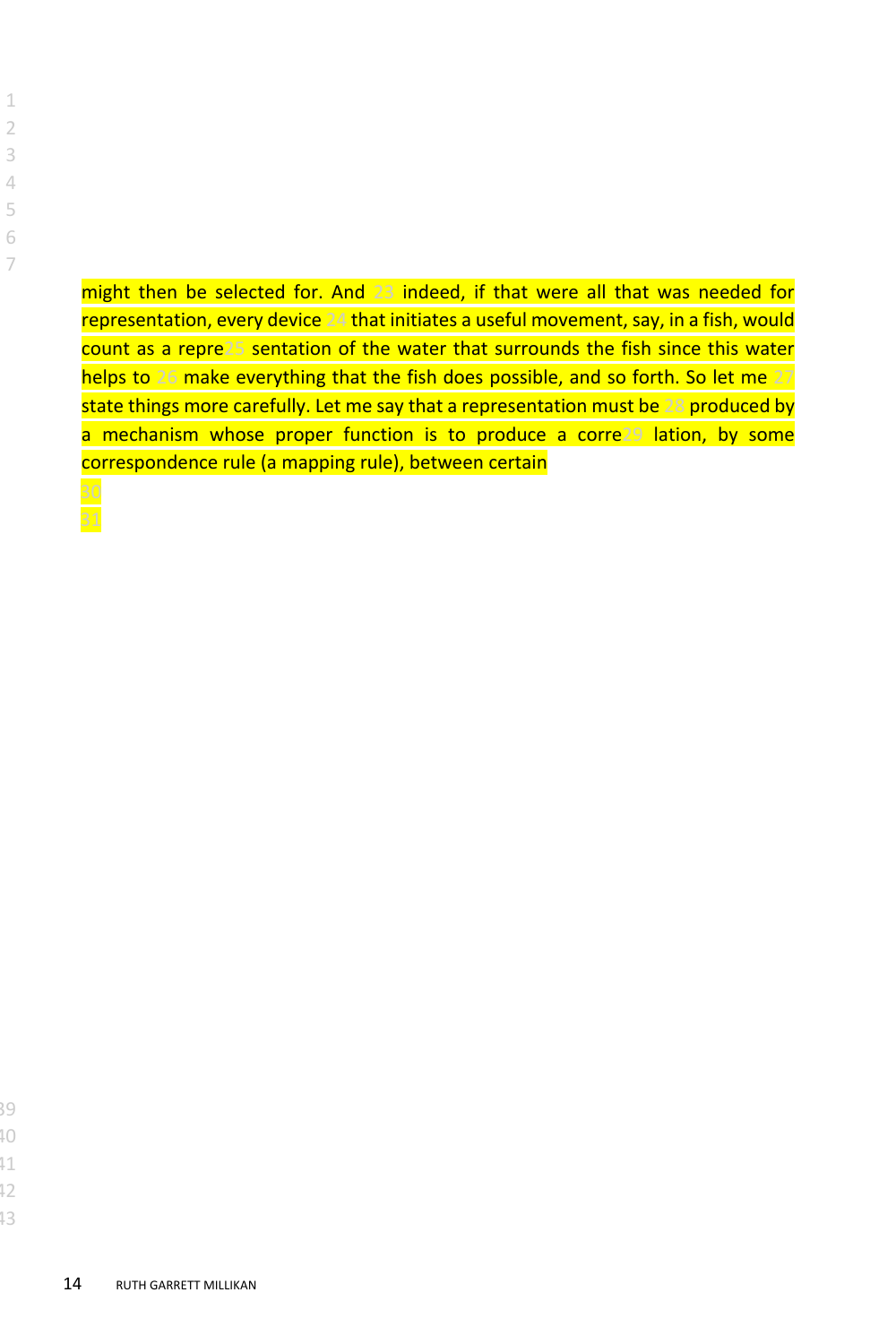might then be selected for. And indeed, if that were all that was needed for representation, every device that initiates a useful movement, say, in a fish, would count as a representation of the water that surrounds the fish since this water helps to make everything that the fish does possible, and so forth. So let me state things more carefully. Let me say that a representation must be produced by a mechanism whose proper function is to produce a correlation, by some correspondence rule (a mapping rule), between certain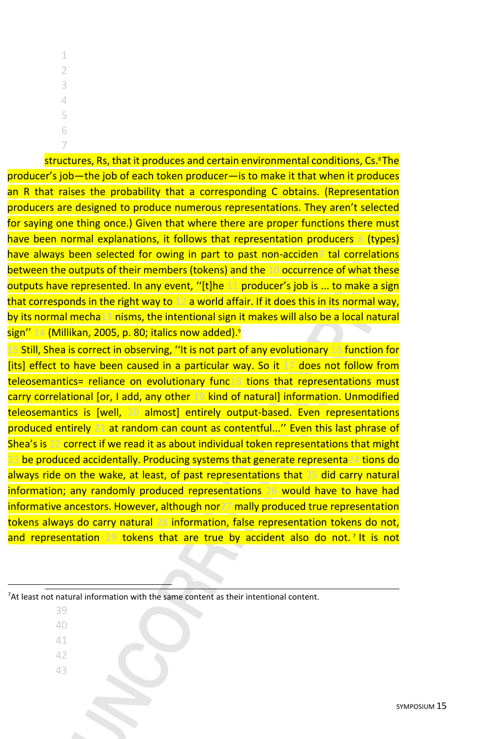structures, Rs, that it produces and certain environmental conditions, Cs.[8] The producer's job—the job of each token producer—is to make it that when it produces an R that raises the probability that a corresponding C obtains. (Representation producers are designed to produce numerous representations. They aren't selected for saying one thing once.) Given that where there are proper functions there must have been normal explanations, it follows that representation producers (types) have always been selected for owing in part to past non-accidental correlations between the outputs of their members (tokens) and the occurrence of what these outputs have represented. In any event, ''[t]he producer's job is ... to make a sign that corresponds in the right way to a world affair. If it does this in its normal way, by its normal mechanisms, the intentional sign it makes will also be a local natural sign'' (Millikan, 2005, p. 80; italics now added).[9]

Still, Shea is correct in observing, ''It is not part of any evolutionary function for [its] effect to have been caused in a particular way. So it does not follow from teleosemantics= reliance on evolutionary functions that representations must carry correlational [or, I add, any other kind of natural] information. Unmodified teleosemantics is [well, almost] entirely output-based. Even representations produced entirely at random can count as contentful...'' Even this last phrase of Shea's is correct if we read it as about individual token representations that might be produced accidentally. Producing systems that generate representations do always ride on the wake, at least, of past representations that did carry natural information; any randomly produced representations would have to have had informative ancestors. However, although normally produced true representation tokens always do carry natural information, false representation tokens do not, and representation tokens that are true by accident also do not.[7] It is not

[7] At least not natural information with the same content as their intentional content.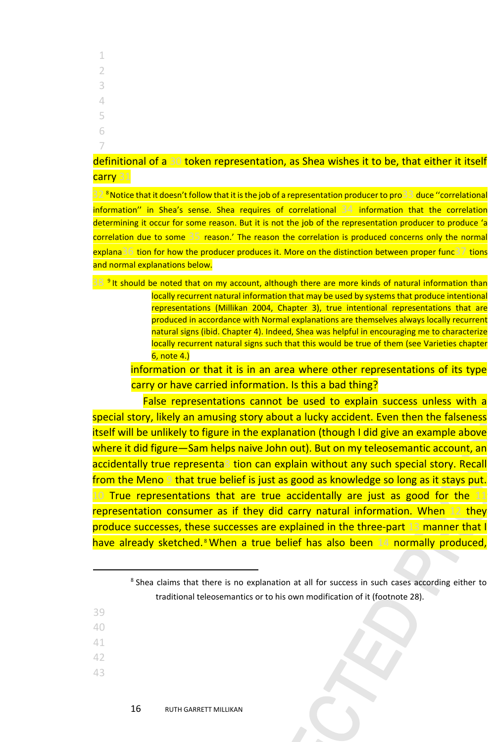definitional of a token representation, as Shea wishes it to be, that either it itself carry

[8] Notice that it doesn't follow that it is the job of a representation producer to produce ''correlational information'' in Shea's sense. Shea requires of correlational information that the correlation determining it occur for some reason. But it is not the job of the representation producer to produce 'a correlation due to some reason.' The reason the correlation is produced concerns only the normal explanation for how the producer produces it. More on the distinction between proper functions and normal explanations below.

[9] It should be noted that on my account, although there are more kinds of natural information than locally recurrent natural information that may be used by systems that produce intentional representations (Millikan 2004, Chapter 3), true intentional representations that are produced in accordance with Normal explanations are themselves always locally recurrent natural signs (ibid. Chapter 4). Indeed, Shea was helpful in encouraging me to characterize locally recurrent natural signs such that this would be true of them (see Varieties chapter 6, note 4.)

information or that it is in an area where other representations of its type carry or have carried information. Is this a bad thing?

False representations cannot be used to explain success unless with a special story, likely an amusing story about a lucky accident. Even then the falseness itself will be unlikely to figure in the explanation (though I did give an example above where it did figure—Sam helps naive John out). But on my teleosemantic account, an accidentally true representation can explain without any such special story. Recall from the Meno that true belief is just as good as knowledge so long as it stays put. True representations that are true accidentally are just as good for the representation consumer as if they did carry natural information. When they produce successes, these successes are explained in the three-part manner that I have already sketched.[8] When a true belief has also been normally produced,

[8] Shea claims that there is no explanation at all for success in such cases according either to traditional teleosemantics or to his own modification of it (footnote 28).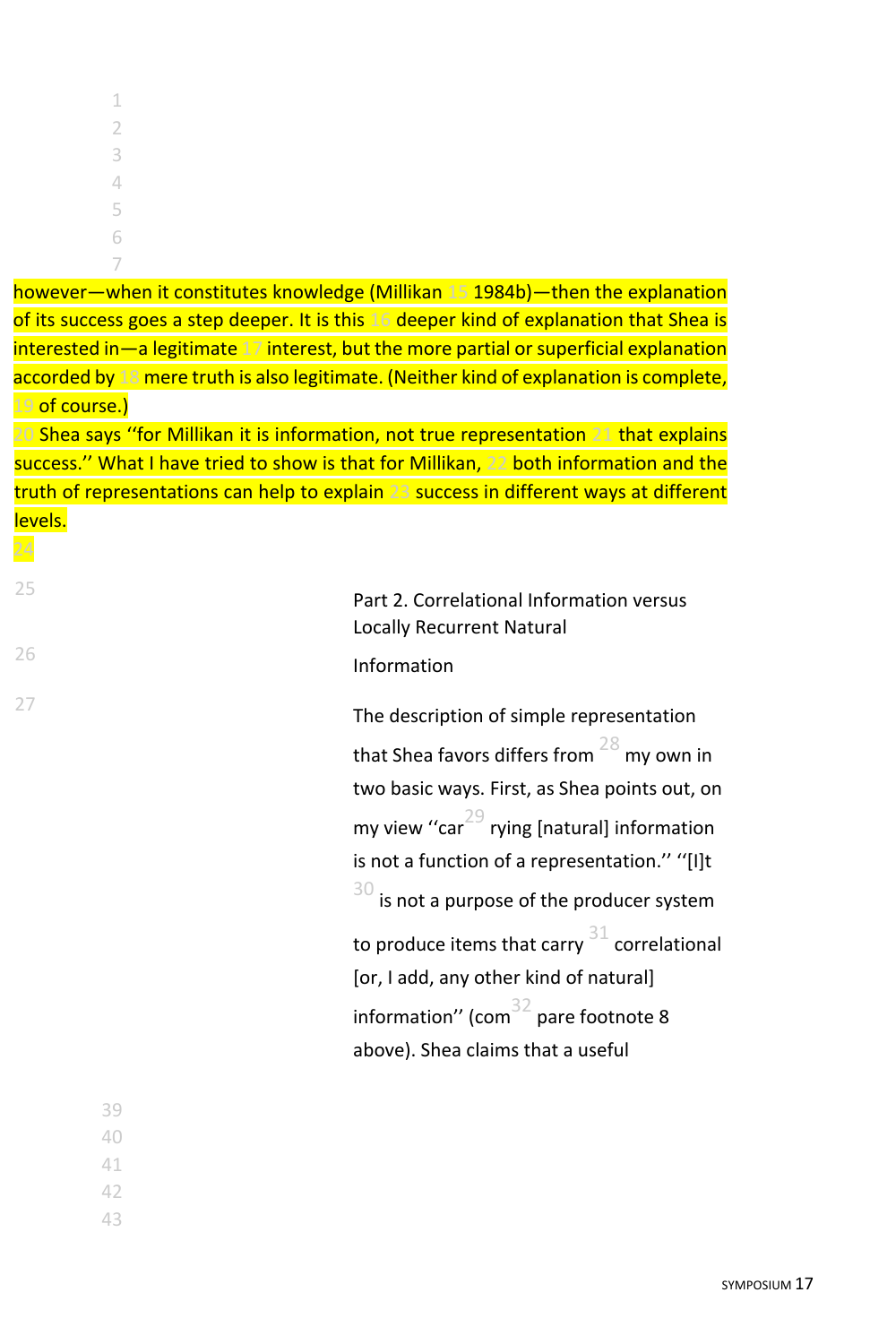however—when it constitutes knowledge (Millikan 1984b)—then the explanation of its success goes a step deeper. It is this deeper kind of explanation that Shea is interested in—a legitimate interest, but the more partial or superficial explanation accorded by mere truth is also legitimate. (Neither kind of explanation is complete, of course.)

Shea says ''for Millikan it is information, not true representation that explains success.'' What I have tried to show is that for Millikan, both information and the truth of representations can help to explain success in different ways at different levels.

## Part 2. Correlational Information versus Locally Recurrent Natural Information

The description of simple representation that Shea favors differs from my own in two basic ways. First, as Shea points out, on my view ''carrying [natural] information is not a function of a representation.'' ''[I]t is not a purpose of the producer system to produce items that carry correlational [or, I add, any other kind of natural] information'' (compare footnote 8 above). Shea claims that a useful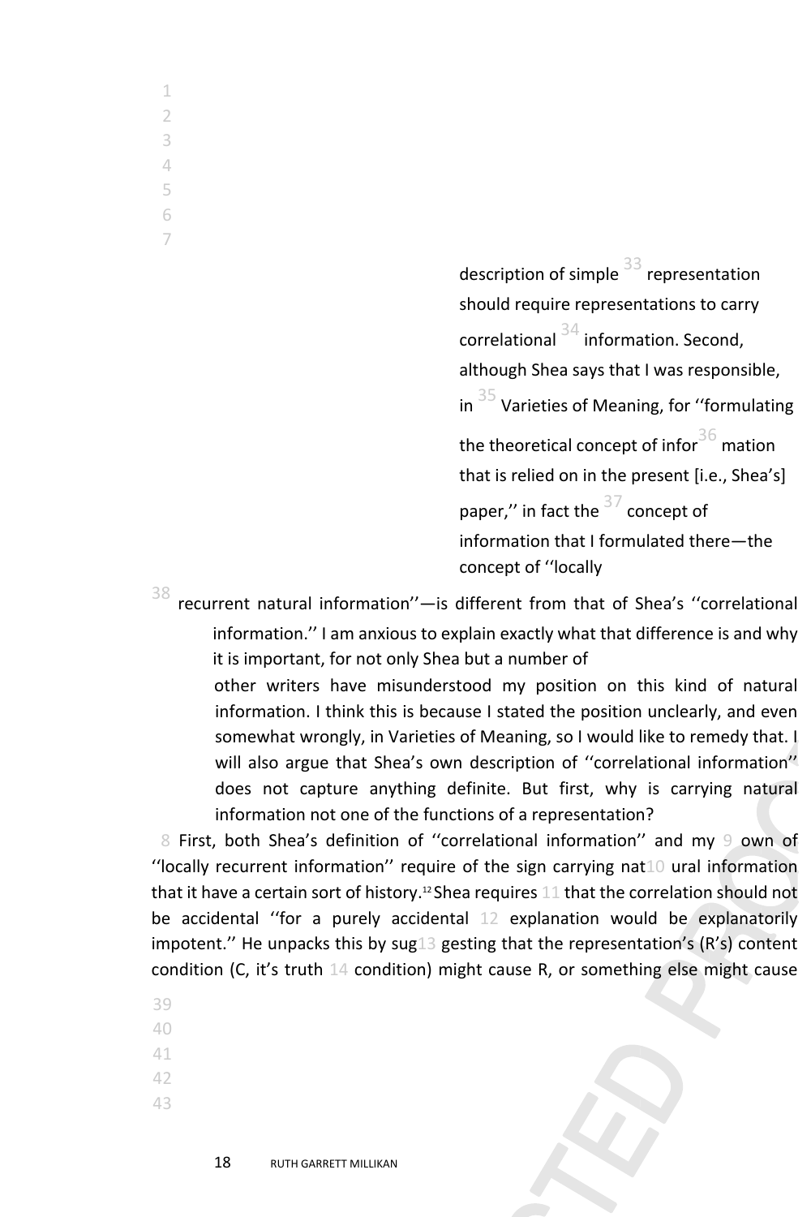description of simple representation should require representations to carry correlational information. Second, although Shea says that I was responsible, in Varieties of Meaning, for ''formulating the theoretical concept of information that is relied on in the present [i.e., Shea's] paper,'' in fact the concept of information that I formulated there—the concept of ''locally recurrent natural information''—is different from that of Shea's ''correlational information.'' I am anxious to explain exactly what that difference is and why it is important, for not only Shea but a number of other writers have misunderstood my position on this kind of natural information. I think this is because I stated the position unclearly, and even somewhat wrongly, in Varieties of Meaning, so I would like to remedy that. I will also argue that Shea's own description of ''correlational information'' does not capture anything definite. But first, why is carrying natural information not one of the functions of a representation?

First, both Shea's definition of ''correlational information'' and my own of ''locally recurrent information'' require of the sign carrying natural information that it have a certain sort of history.[12] Shea requires that the correlation should not be accidental ''for a purely accidental explanation would be explanatorily impotent.'' He unpacks this by suggesting that the representation's (R's) content condition (C, it's truth condition) might cause R, or something else might cause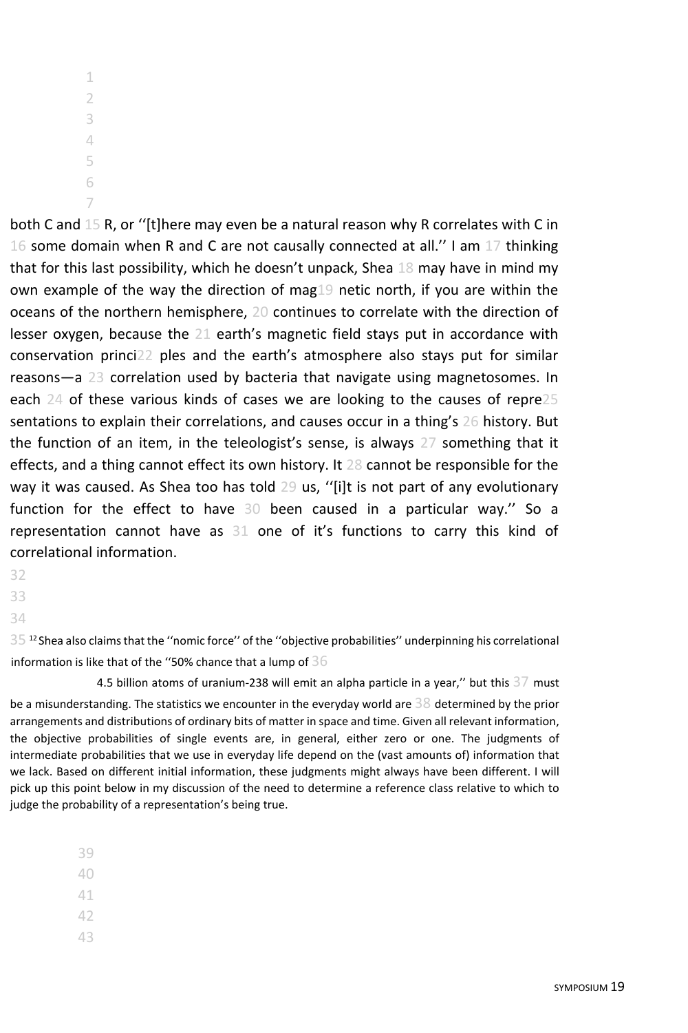both C and R, or ''[t]here may even be a natural reason why R correlates with C in some domain when R and C are not causally connected at all.'' I am thinking that for this last possibility, which he doesn't unpack, Shea may have in mind my own example of the way the direction of magnetic north, if you are within the oceans of the northern hemisphere, continues to correlate with the direction of lesser oxygen, because the earth's magnetic field stays put in accordance with conservation principles and the earth's atmosphere also stays put for similar reasons—a correlation used by bacteria that navigate using magnetosomes. In each of these various kinds of cases we are looking to the causes of representations to explain their correlations, and causes occur in a thing's history. But the function of an item, in the teleologist's sense, is always something that it effects, and a thing cannot effect its own history. It cannot be responsible for the way it was caused. As Shea too has told us, ''[i]t is not part of any evolutionary function for the effect to have been caused in a particular way.'' So a representation cannot have as one of it's functions to carry this kind of correlational information.

[12] Shea also claims that the ''nomic force'' of the ''objective probabilities'' underpinning his correlational information is like that of the ''50% chance that a lump of 4.5 billion atoms of uranium-238 will emit an alpha particle in a year,'' but this must be a misunderstanding. The statistics we encounter in the everyday world are determined by the prior arrangements and distributions of ordinary bits of matter in space and time. Given all relevant information, the objective probabilities of single events are, in general, either zero or one. The judgments of intermediate probabilities that we use in everyday life depend on the (vast amounts of) information that we lack. Based on different initial information, these judgments might always have been different. I will pick up this point below in my discussion of the need to determine a reference class relative to which to judge the probability of a representation's being true.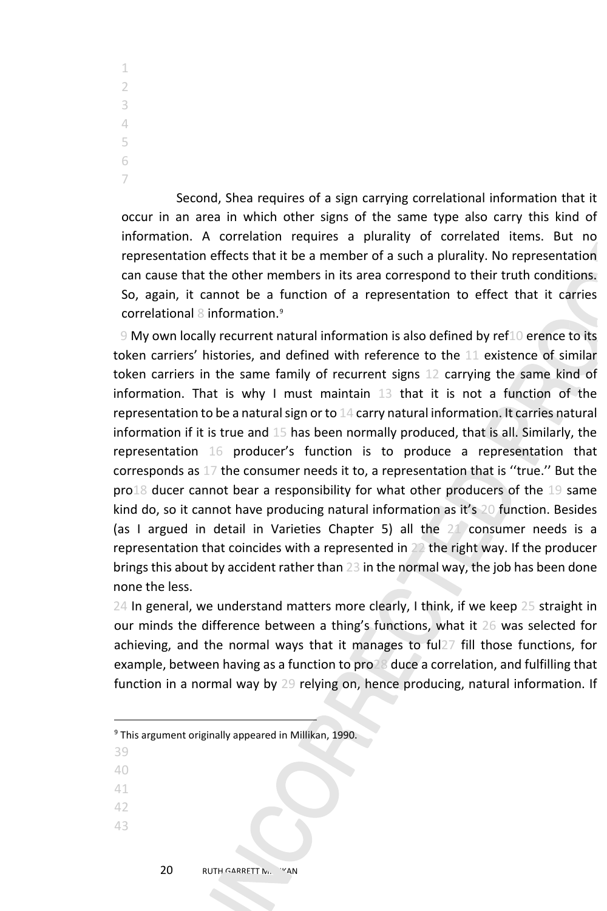Second, Shea requires of a sign carrying correlational information that it occur in an area in which other signs of the same type also carry this kind of information. A correlation requires a plurality of correlated items. But no representation effects that it be a member of a such a plurality. No representation can cause that the other members in its area correspond to their truth conditions. So, again, it cannot be a function of a representation to effect that it carries correlational information.[9]

My own locally recurrent natural information is also defined by reference to its token carriers' histories, and defined with reference to the existence of similar token carriers in the same family of recurrent signs carrying the same kind of information. That is why I must maintain that it is not a function of the representation to be a natural sign or to carry natural information. It carries natural information if it is true and has been normally produced, that is all. Similarly, the representation producer's function is to produce a representation that corresponds as the consumer needs it to, a representation that is ''true.'' But the producer cannot bear a responsibility for what other producers of the same kind do, so it cannot have producing natural information as it's function. Besides (as I argued in detail in Varieties Chapter 5) all the consumer needs is a representation that coincides with a represented in the right way. If the producer brings this about by accident rather than in the normal way, the job has been done none the less.

In general, we understand matters more clearly, I think, if we keep straight in our minds the difference between a thing's functions, what it was selected for achieving, and the normal ways that it manages to fulfill those functions, for example, between having as a function to produce a correlation, and fulfilling that function in a normal way by relying on, hence producing, natural information. If

[9] This argument originally appeared in Millikan, 1990.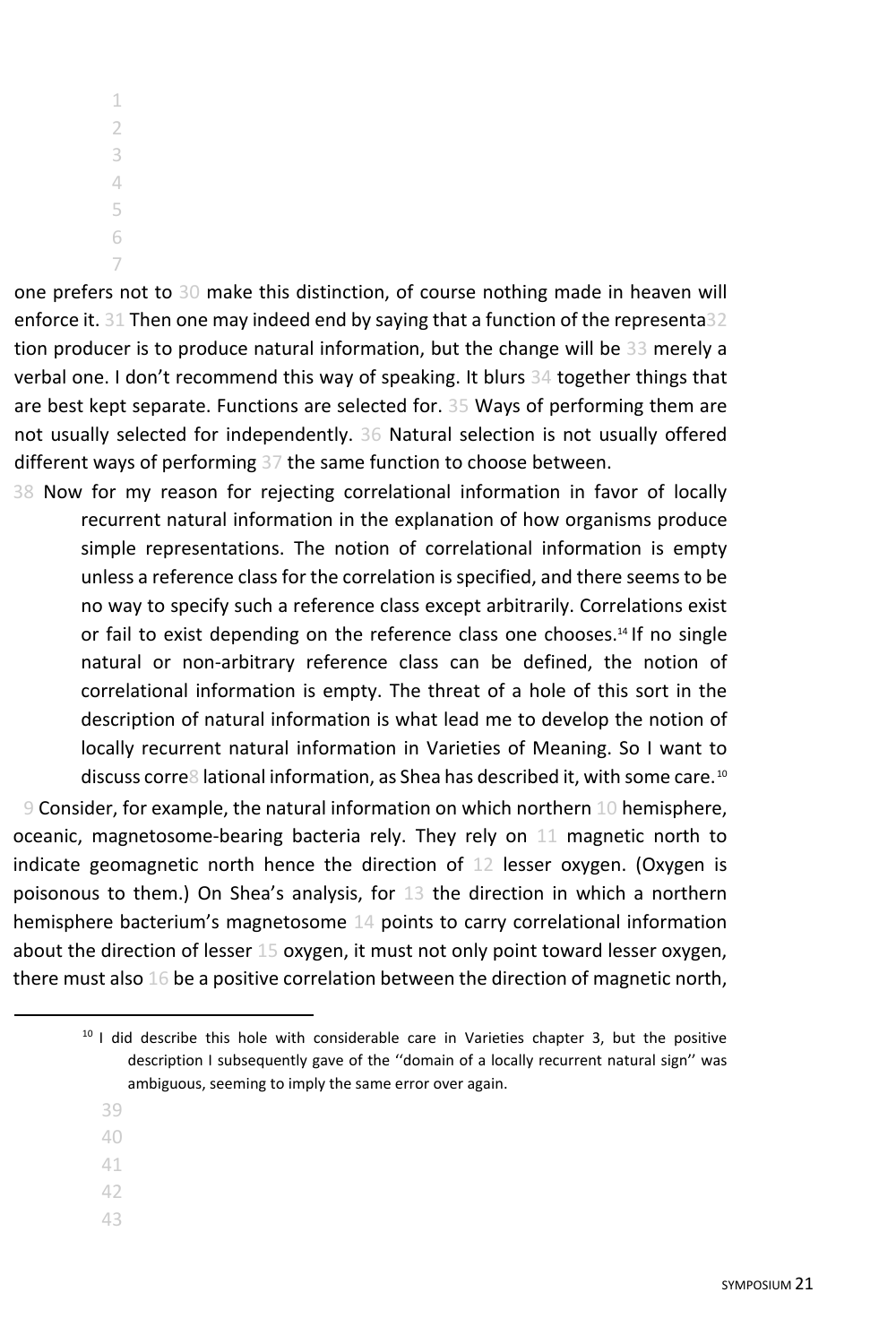one prefers not to make this distinction, of course nothing made in heaven will enforce it. Then one may indeed end by saying that a function of the representation producer is to produce natural information, but the change will be merely a verbal one. I don't recommend this way of speaking. It blurs together things that are best kept separate. Functions are selected for. Ways of performing them are not usually selected for independently. Natural selection is not usually offered different ways of performing the same function to choose between.

Now for my reason for rejecting correlational information in favor of locally recurrent natural information in the explanation of how organisms produce simple representations. The notion of correlational information is empty unless a reference class for the correlation is specified, and there seems to be no way to specify such a reference class except arbitrarily. Correlations exist or fail to exist depending on the reference class one chooses.[14] If no single natural or non-arbitrary reference class can be defined, the notion of correlational information is empty. The threat of a hole of this sort in the description of natural information is what lead me to develop the notion of locally recurrent natural information in Varieties of Meaning. So I want to discuss correlational information, as Shea has described it, with some care.[10]

Consider, for example, the natural information on which northern hemisphere, oceanic, magnetosome-bearing bacteria rely. They rely on magnetic north to indicate geomagnetic north hence the direction of lesser oxygen. (Oxygen is poisonous to them.) On Shea's analysis, for the direction in which a northern hemisphere bacterium's magnetosome points to carry correlational information about the direction of lesser oxygen, it must not only point toward lesser oxygen, there must also be a positive correlation between the direction of magnetic north,

[10] I did describe this hole with considerable care in Varieties chapter 3, but the positive description I subsequently gave of the ''domain of a locally recurrent natural sign'' was ambiguous, seeming to imply the same error over again.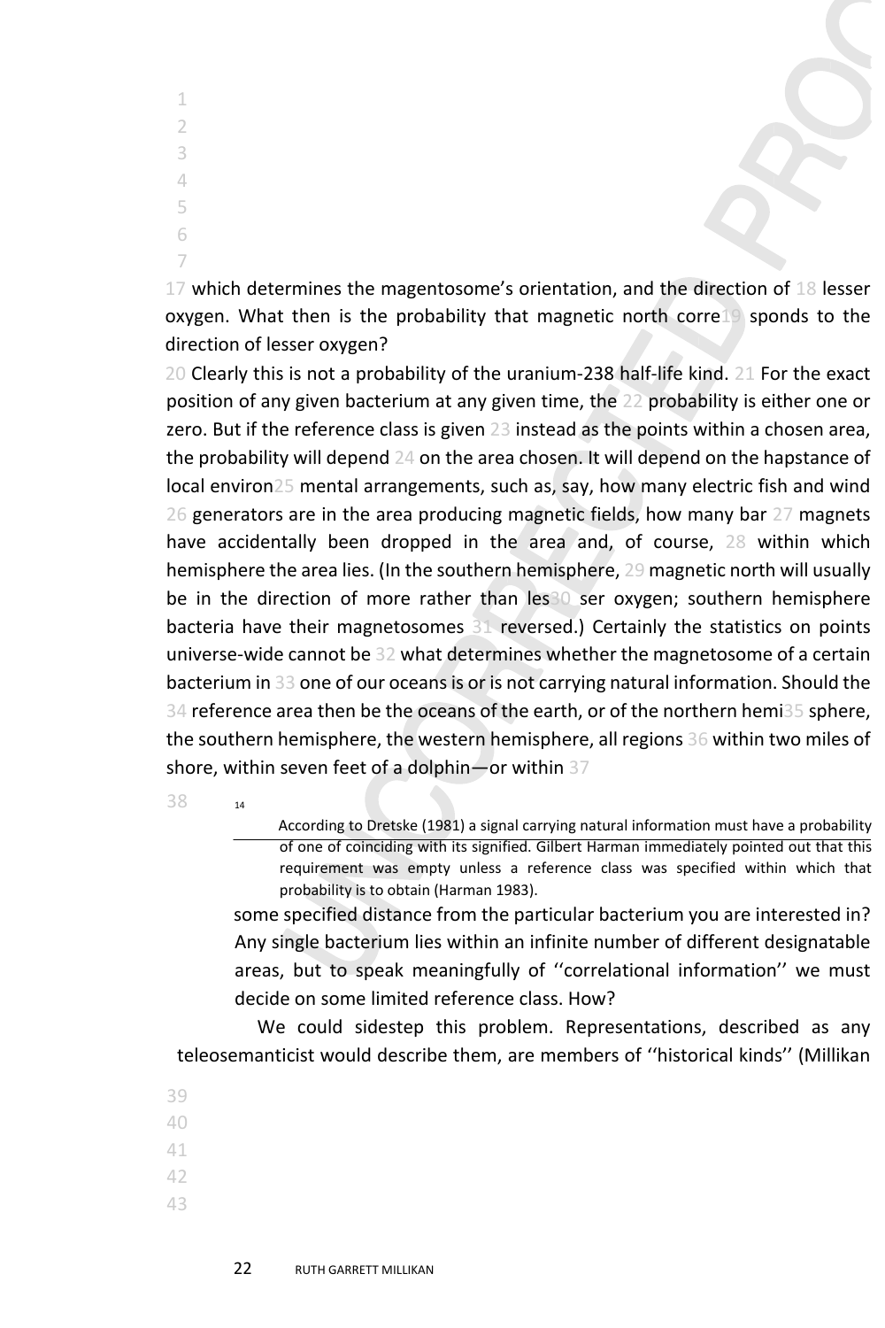which determines the magentosome's orientation, and the direction of lesser oxygen. What then is the probability that magnetic north corresponds to the direction of lesser oxygen?

Clearly this is not a probability of the uranium-238 half-life kind. For the exact position of any given bacterium at any given time, the probability is either one or zero. But if the reference class is given instead as the points within a chosen area, the probability will depend on the area chosen. It will depend on the hapstance of local environmental arrangements, such as, say, how many electric fish and wind generators are in the area producing magnetic fields, how many bar magnets have accidentally been dropped in the area and, of course, within which hemisphere the area lies. (In the southern hemisphere, magnetic north will usually be in the direction of more rather than lesser oxygen; southern hemisphere bacteria have their magnetosomes reversed.) Certainly the statistics on points universe-wide cannot be what determines whether the magnetosome of a certain bacterium in one of our oceans is or is not carrying natural information. Should the reference area then be the oceans of the earth, or of the northern hemisphere, the southern hemisphere, the western hemisphere, all regions within two miles of shore, within seven feet of a dolphin—or within some specified distance from the particular bacterium you are interested in? Any single bacterium lies within an infinite number of different designatable areas, but to speak meaningfully of ''correlational information'' we must decide on some limited reference class. How?

We could sidestep this problem. Representations, described as any teleosemanticist would describe them, are members of ''historical kinds'' (Millikan

---

[14] According to Dretske (1981) a signal carrying natural information must have a probability of one of coinciding with its signified. Gilbert Harman immediately pointed out that this requirement was empty unless a reference class was specified within which that probability is to obtain (Harman 1983).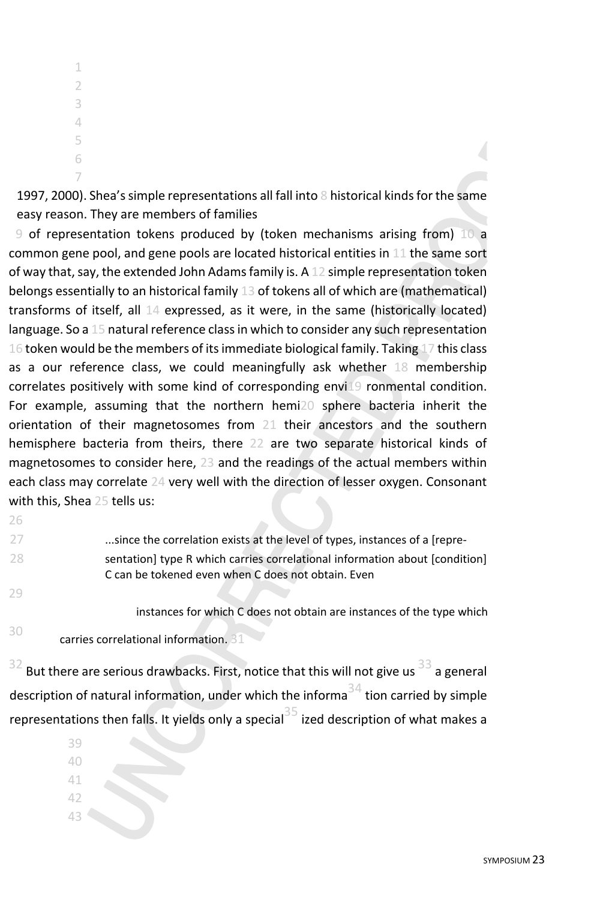1997, 2000). Shea's simple representations all fall into historical kinds for the same easy reason. They are members of families of representation tokens produced by (token mechanisms arising from) a common gene pool, and gene pools are located historical entities in the same sort of way that, say, the extended John Adams family is. A simple representation token belongs essentially to an historical family of tokens all of which are (mathematical) transforms of itself, all expressed, as it were, in the same (historically located) language. So a natural reference class in which to consider any such representation token would be the members of its immediate biological family. Taking this class as a our reference class, we could meaningfully ask whether membership correlates positively with some kind of corresponding environmental condition. For example, assuming that the northern hemisphere bacteria inherit the orientation of their magnetosomes from their ancestors and the southern hemisphere bacteria from theirs, there are two separate historical kinds of magnetosomes to consider here, and the readings of the actual members within each class may correlate very well with the direction of lesser oxygen. Consonant with this, Shea tells us:

> ...since the correlation exists at the level of types, instances of a [representation] type R which carries correlational information about [condition] C can be tokened even when C does not obtain. Even instances for which C does not obtain are instances of the type which carries correlational information.

But there are serious drawbacks. First, notice that this will not give us a general description of natural information, under which the information carried by simple representations then falls. It yields only a specialized description of what makes a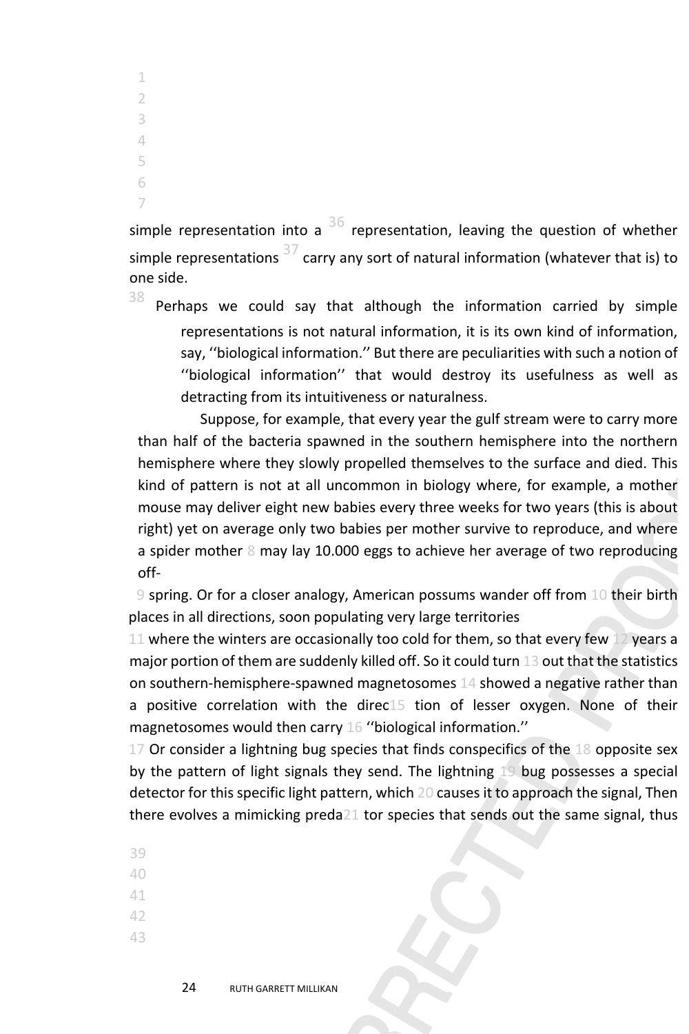simple representation into a representation, leaving the question of whether simple representations carry any sort of natural information (whatever that is) to one side.

Perhaps we could say that although the information carried by simple representations is not natural information, it is its own kind of information, say, ''biological information.'' But there are peculiarities with such a notion of ''biological information'' that would destroy its usefulness as well as detracting from its intuitiveness or naturalness.

Suppose, for example, that every year the gulf stream were to carry more than half of the bacteria spawned in the southern hemisphere into the northern hemisphere where they slowly propelled themselves to the surface and died. This kind of pattern is not at all uncommon in biology where, for example, a mother mouse may deliver eight new babies every three weeks for two years (this is about right) yet on average only two babies per mother survive to reproduce, and where a spider mother may lay 10.000 eggs to achieve her average of two reproducing off-spring. Or for a closer analogy, American possums wander off from their birth places in all directions, soon populating very large territories where the winters are occasionally too cold for them, so that every few years a major portion of them are suddenly killed off. So it could turn out that the statistics on southern-hemisphere-spawned magnetosomes showed a negative rather than a positive correlation with the direction of lesser oxygen. None of their magnetosomes would then carry ''biological information.''

Or consider a lightning bug species that finds conspecifics of the opposite sex by the pattern of light signals they send. The lightning bug possesses a special detector for this specific light pattern, which causes it to approach the signal, Then there evolves a mimicking predator species that sends out the same signal, thus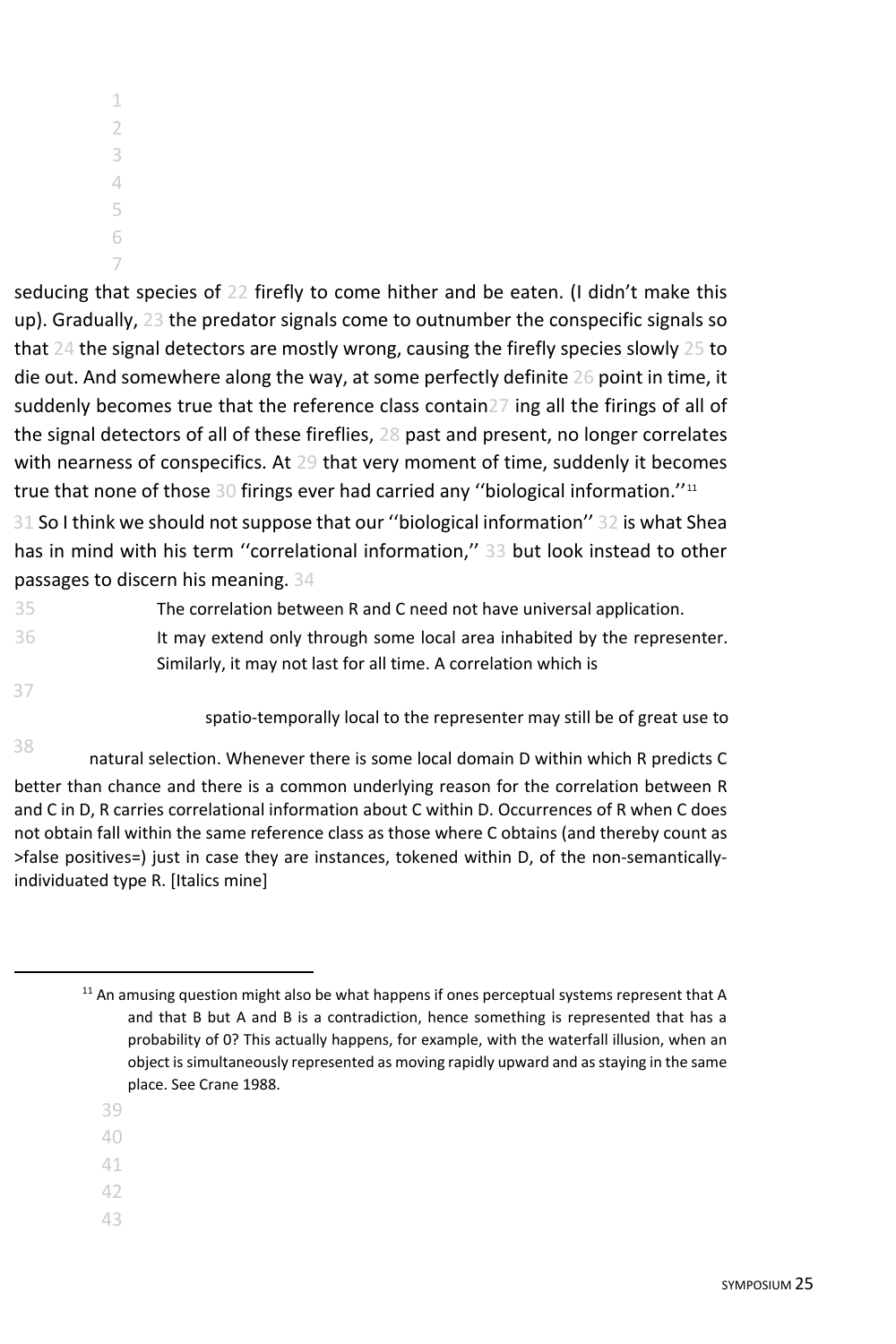seducing that species of firefly to come hither and be eaten. (I didn't make this up). Gradually, the predator signals come to outnumber the conspecific signals so that the signal detectors are mostly wrong, causing the firefly species slowly to die out. And somewhere along the way, at some perfectly definite point in time, it suddenly becomes true that the reference class containing all the firings of all of the signal detectors of all of these fireflies, past and present, no longer correlates with nearness of conspecifics. At that very moment of time, suddenly it becomes true that none of those firings ever had carried any ''biological information.''[11]

So I think we should not suppose that our ''biological information'' is what Shea has in mind with his term ''correlational information,'' but look instead to other passages to discern his meaning.

> The correlation between R and C need not have universal application. It may extend only through some local area inhabited by the representer. Similarly, it may not last for all time. A correlation which is spatio-temporally local to the representer may still be of great use to natural selection. Whenever there is some local domain D within which R predicts C better than chance and there is a common underlying reason for the correlation between R and C in D, R carries correlational information about C within D. Occurrences of R when C does not obtain fall within the same reference class as those where C obtains (and thereby count as >false positives=) just in case they are instances, tokened within D, of the non-semantically-individuated type R. [Italics mine]

[11] An amusing question might also be what happens if ones perceptual systems represent that A and that B but A and B is a contradiction, hence something is represented that has a probability of 0? This actually happens, for example, with the waterfall illusion, when an object is simultaneously represented as moving rapidly upward and as staying in the same place. See Crane 1988.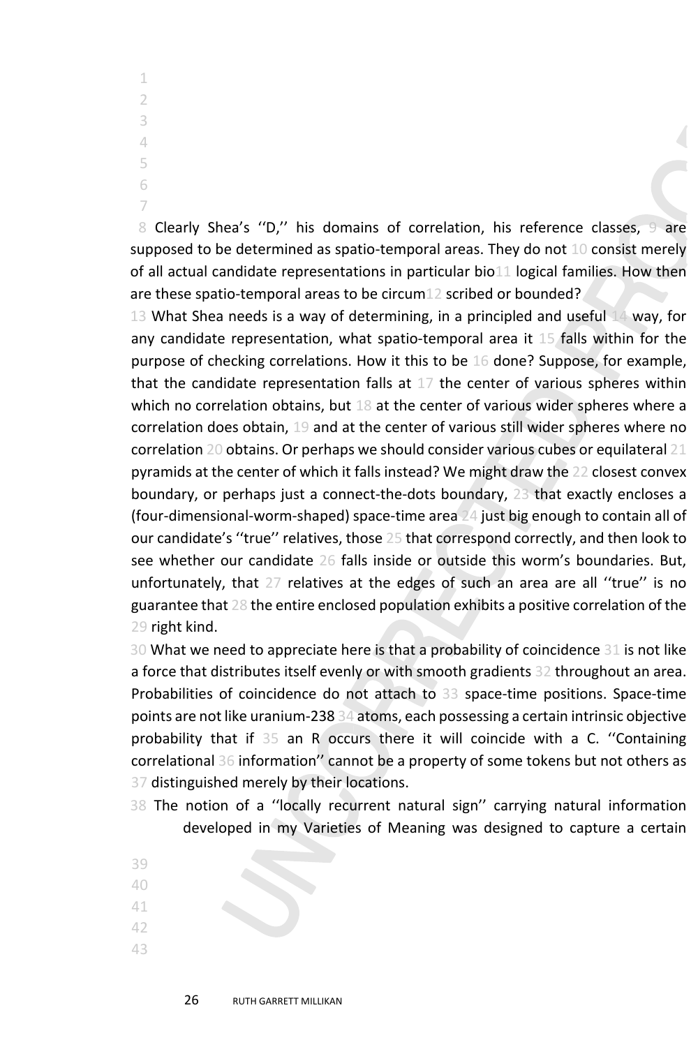Clearly Shea's ''D,'' his domains of correlation, his reference classes, are supposed to be determined as spatio-temporal areas. They do not consist merely of all actual candidate representations in particular biological families. How then are these spatio-temporal areas to be circumscribed or bounded?

What Shea needs is a way of determining, in a principled and useful way, for any candidate representation, what spatio-temporal area it falls within for the purpose of checking correlations. How it this to be done? Suppose, for example, that the candidate representation falls at the center of various spheres within which no correlation obtains, but at the center of various wider spheres where a correlation does obtain, and at the center of various still wider spheres where no correlation obtains. Or perhaps we should consider various cubes or equilateral pyramids at the center of which it falls instead? We might draw the closest convex boundary, or perhaps just a connect-the-dots boundary, that exactly encloses a (four-dimensional-worm-shaped) space-time area just big enough to contain all of our candidate's ''true'' relatives, those that correspond correctly, and then look to see whether our candidate falls inside or outside this worm's boundaries. But, unfortunately, that relatives at the edges of such an area are all ''true'' is no guarantee that the entire enclosed population exhibits a positive correlation of the right kind.

What we need to appreciate here is that a probability of coincidence is not like a force that distributes itself evenly or with smooth gradients throughout an area. Probabilities of coincidence do not attach to space-time positions. Space-time points are not like uranium-238 atoms, each possessing a certain intrinsic objective probability that if an R occurs there it will coincide with a C. ''Containing correlational information'' cannot be a property of some tokens but not others as distinguished merely by their locations.

The notion of a ''locally recurrent natural sign'' carrying natural information developed in my Varieties of Meaning was designed to capture a certain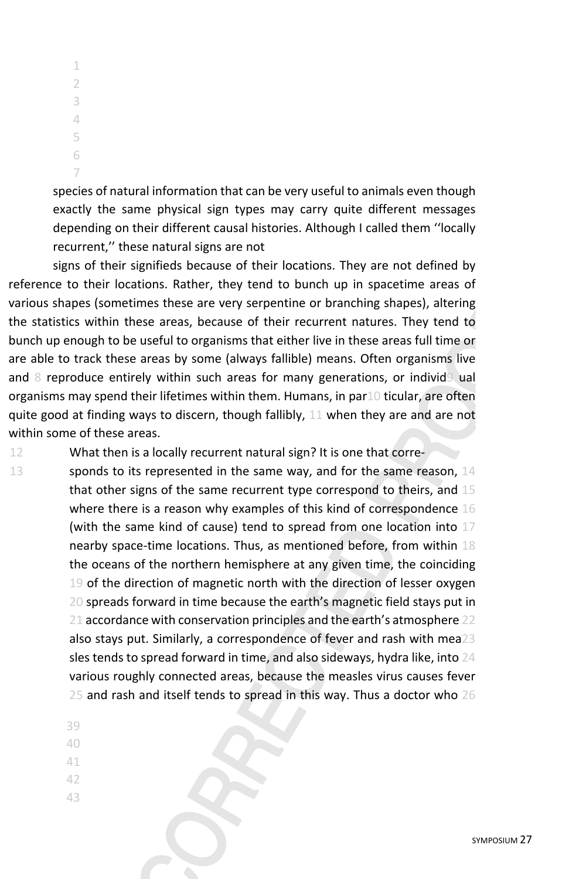species of natural information that can be very useful to animals even though exactly the same physical sign types may carry quite different messages depending on their different causal histories. Although I called them ''locally recurrent,'' these natural signs are not signs of their signifieds because of their locations. They are not defined by reference to their locations. Rather, they tend to bunch up in spacetime areas of various shapes (sometimes these are very serpentine or branching shapes), altering the statistics within these areas, because of their recurrent natures. They tend to bunch up enough to be useful to organisms that either live in these areas full time or are able to track these areas by some (always fallible) means. Often organisms live and reproduce entirely within such areas for many generations, or individual organisms may spend their lifetimes within them. Humans, in particular, are often quite good at finding ways to discern, though fallibly, when they are and are not within some of these areas.

What then is a locally recurrent natural sign? It is one that corresponds to its represented in the same way, and for the same reason, that other signs of the same recurrent type correspond to theirs, and where there is a reason why examples of this kind of correspondence (with the same kind of cause) tend to spread from one location into nearby space-time locations. Thus, as mentioned before, from within the oceans of the northern hemisphere at any given time, the coinciding of the direction of magnetic north with the direction of lesser oxygen spreads forward in time because the earth's magnetic field stays put in accordance with conservation principles and the earth's atmosphere also stays put. Similarly, a correspondence of fever and rash with measles tends to spread forward in time, and also sideways, hydra like, into various roughly connected areas, because the measles virus causes fever and rash and itself tends to spread in this way. Thus a doctor who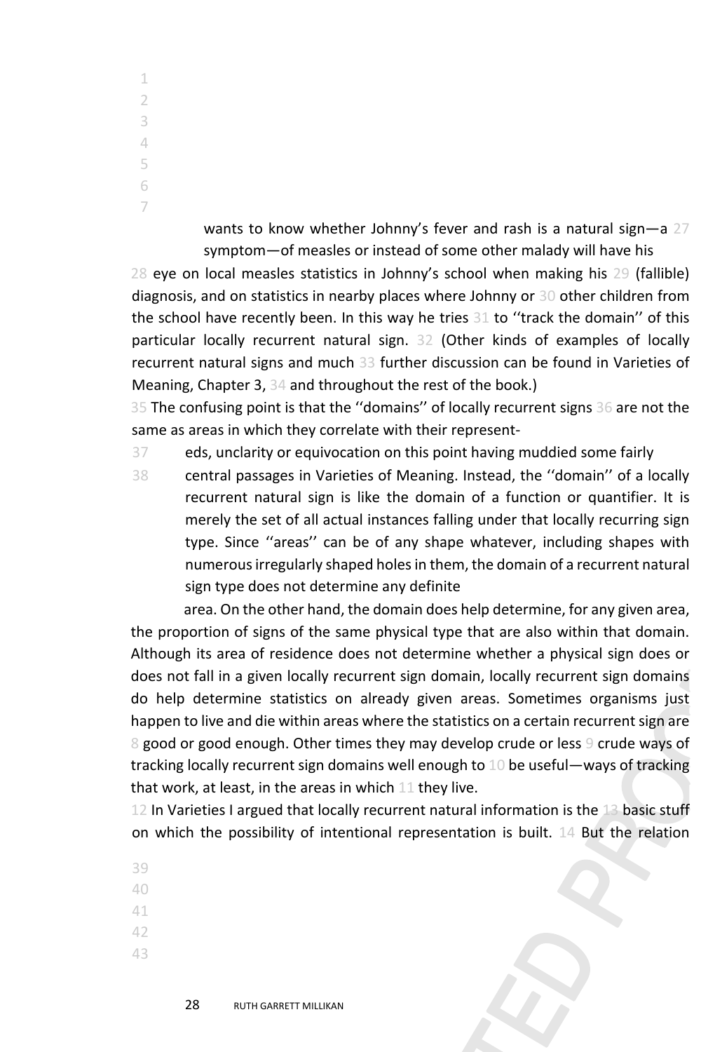wants to know whether Johnny's fever and rash is a natural sign—a symptom—of measles or instead of some other malady will have his eye on local measles statistics in Johnny's school when making his (fallible) diagnosis, and on statistics in nearby places where Johnny or other children from the school have recently been. In this way he tries to ''track the domain'' of this particular locally recurrent natural sign. (Other kinds of examples of locally recurrent natural signs and much further discussion can be found in Varieties of Meaning, Chapter 3, and throughout the rest of the book.)

The confusing point is that the ''domains'' of locally recurrent signs are not the same as areas in which they correlate with their representeds, unclarity or equivocation on this point having muddied some fairly central passages in Varieties of Meaning. Instead, the ''domain'' of a locally recurrent natural sign is like the domain of a function or quantifier. It is merely the set of all actual instances falling under that locally recurring sign type. Since ''areas'' can be of any shape whatever, including shapes with numerous irregularly shaped holes in them, the domain of a recurrent natural sign type does not determine any definite area. On the other hand, the domain does help determine, for any given area, the proportion of signs of the same physical type that are also within that domain. Although its area of residence does not determine whether a physical sign does or does not fall in a given locally recurrent sign domain, locally recurrent sign domains do help determine statistics on already given areas. Sometimes organisms just happen to live and die within areas where the statistics on a certain recurrent sign are good or good enough. Other times they may develop crude or less crude ways of tracking locally recurrent sign domains well enough to be useful—ways of tracking that work, at least, in the areas in which they live.

In Varieties I argued that locally recurrent natural information is the basic stuff on which the possibility of intentional representation is built. But the relation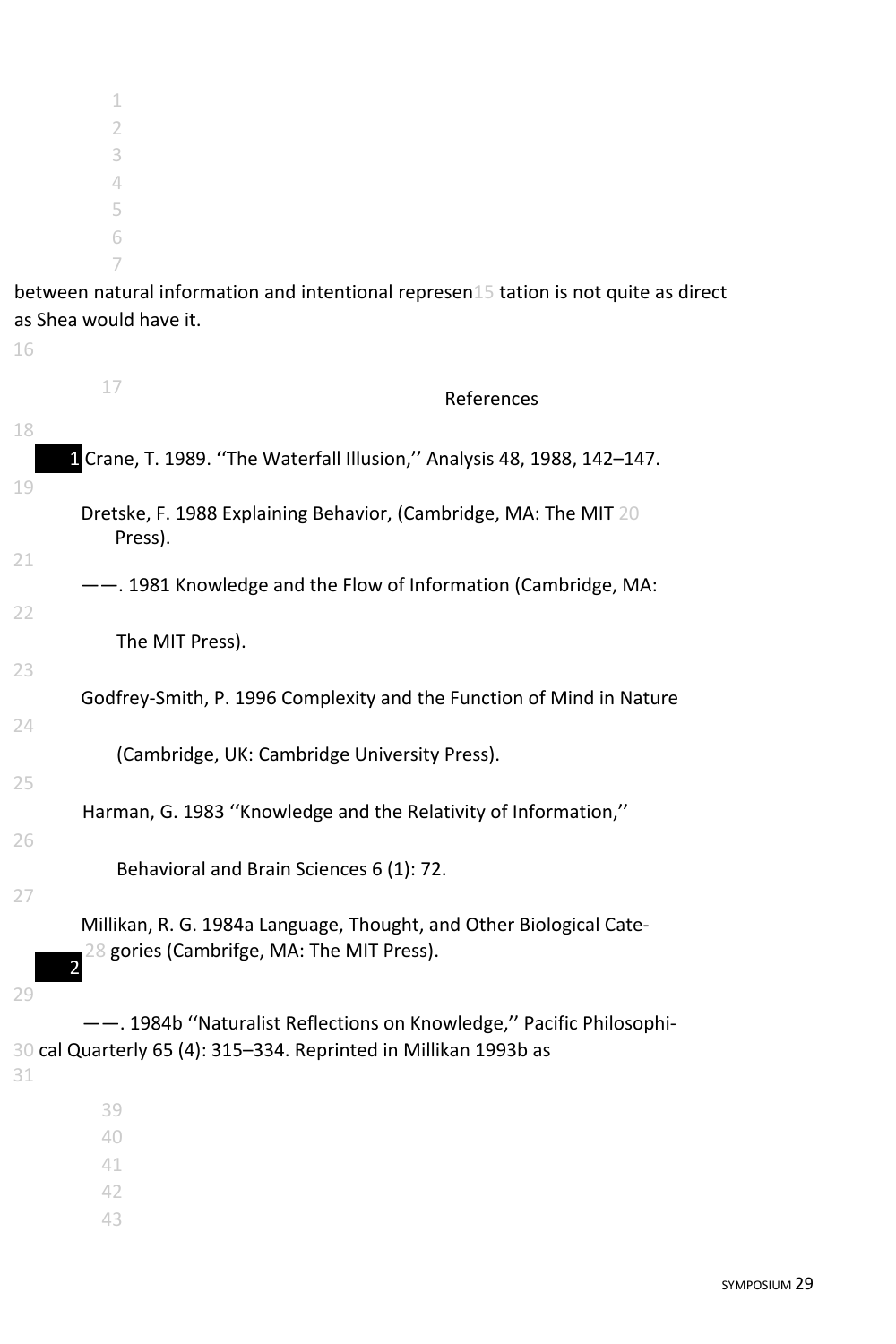between natural information and intentional representation is not quite as direct as Shea would have it.

## References

Crane, T. 1989. ''The Waterfall Illusion,'' Analysis 48, 1988, 142–147.

Dretske, F. 1988 Explaining Behavior, (Cambridge, MA: The MIT Press).

——. 1981 Knowledge and the Flow of Information (Cambridge, MA: The MIT Press).

Godfrey-Smith, P. 1996 Complexity and the Function of Mind in Nature (Cambridge, UK: Cambridge University Press).

Harman, G. 1983 ''Knowledge and the Relativity of Information,'' Behavioral and Brain Sciences 6 (1): 72.

Millikan, R. G. 1984a Language, Thought, and Other Biological Categories (Cambrifge, MA: The MIT Press).

——. 1984b ''Naturalist Reflections on Knowledge,'' Pacific Philosophical Quarterly 65 (4): 315–334. Reprinted in Millikan 1993b as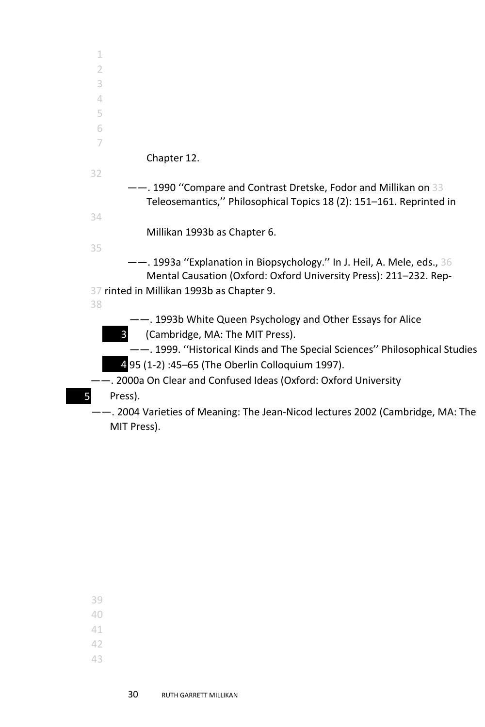Chapter 12.

——. 1990 ''Compare and Contrast Dretske, Fodor and Millikan on Teleosemantics,'' Philosophical Topics 18 (2): 151–161. Reprinted in Millikan 1993b as Chapter 6.

——. 1993a ''Explanation in Biopsychology.'' In J. Heil, A. Mele, eds., Mental Causation (Oxford: Oxford University Press): 211–232. Reprinted in Millikan 1993b as Chapter 9.

——. 1993b White Queen Psychology and Other Essays for Alice (Cambridge, MA: The MIT Press).

——. 1999. ''Historical Kinds and The Special Sciences'' Philosophical Studies 95 (1-2) :45–65 (The Oberlin Colloquium 1997).

——. 2000a On Clear and Confused Ideas (Oxford: Oxford University Press).

——. 2004 Varieties of Meaning: The Jean-Nicod lectures 2002 (Cambridge, MA: The MIT Press).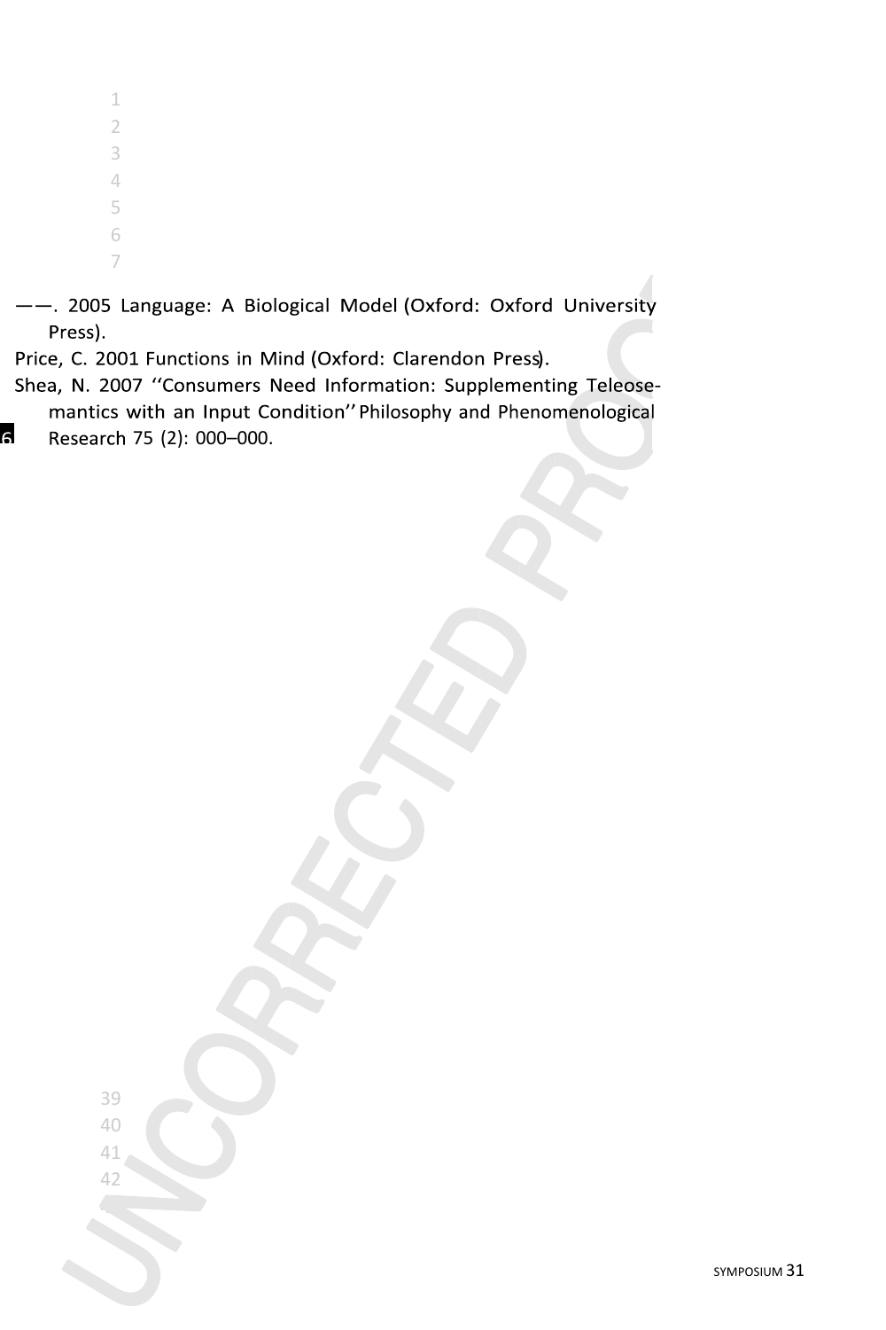——. 2005 Language: A Biological Model (Oxford: Oxford University Press).

Price, C. 2001 Functions in Mind (Oxford: Clarendon Press).

Shea, N. 2007 ''Consumers Need Information: Supplementing Teleosemantics with an Input Condition'' Philosophy and Phenomenological Research 75 (2): 000–000.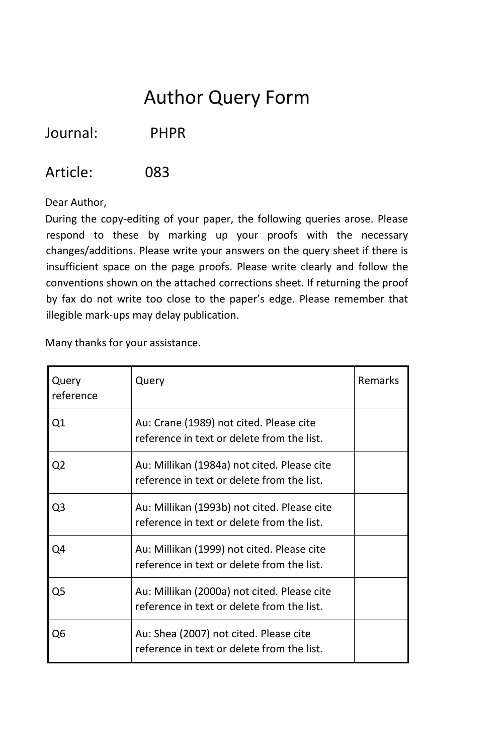# Author Query Form

Journal: PHPR

Article: 083

Dear Author,

During the copy-editing of your paper, the following queries arose. Please respond to these by marking up your proofs with the necessary changes/additions. Please write your answers on the query sheet if there is insufficient space on the page proofs. Please write clearly and follow the conventions shown on the attached corrections sheet. If returning the proof by fax do not write too close to the paper's edge. Please remember that illegible mark-ups may delay publication.

Many thanks for your assistance.

| Query reference | Query | Remarks |
|---|---|---|
| Q1 | Au: Crane (1989) not cited. Please cite reference in text or delete from the list. | |
| Q2 | Au: Millikan (1984a) not cited. Please cite reference in text or delete from the list. | |
| Q3 | Au: Millikan (1993b) not cited. Please cite reference in text or delete from the list. | |
| Q4 | Au: Millikan (1999) not cited. Please cite reference in text or delete from the list. | |
| Q5 | Au: Millikan (2000a) not cited. Please cite reference in text or delete from the list. | |
| Q6 | Au: Shea (2007) not cited. Please cite reference in text or delete from the list. | |